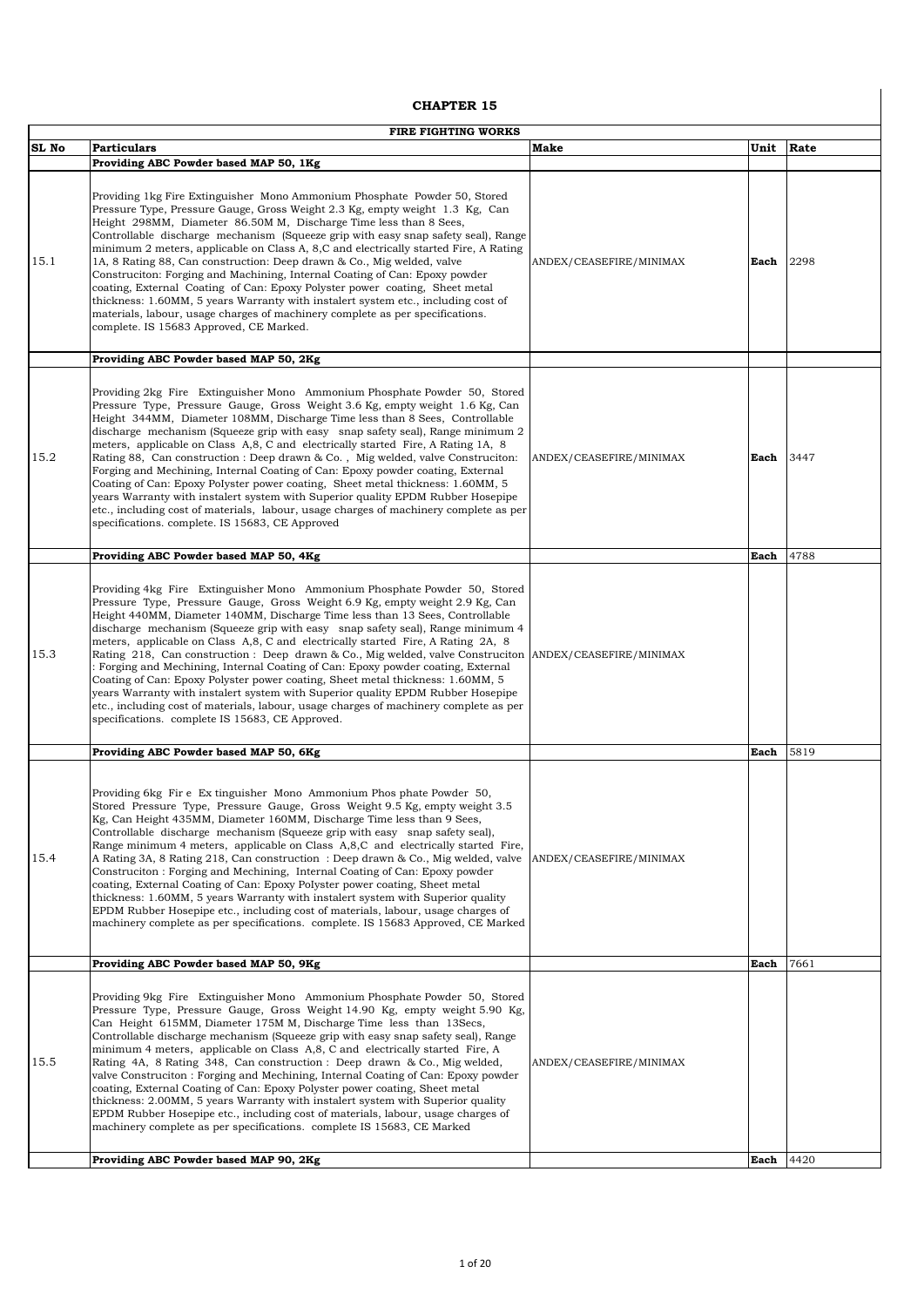# CHAPTER 15

| FIRE FIGHTING WORKS | | | | |
|---|---|---|---|---|
| **SL No** | **Particulars** | **Make** | **Unit** | **Rate** |
| | **Providing ABC Powder based MAP 50, 1Kg** | | | |
| 15.1 | Providing 1kg Fire Extinguisher Mono Ammonium Phosphate Powder 50, Stored Pressure Type, Pressure Gauge, Gross Weight 2.3 Kg, empty weight 1.3 Kg, Can Height 298MM, Diameter 86.50M M, Discharge Time less than 8 Sees, Controllable discharge mechanism (Squeeze grip with easy snap safety seal), Range minimum 2 meters, applicable on Class A, 8,C and electrically started Fire, A Rating 1A, 8 Rating 88, Can construction: Deep drawn & Co., Mig welded, valve Construciton: Forging and Machining, Internal Coating of Can: Epoxy powder coating, External Coating of Can: Epoxy Polyster power coating, Sheet metal thickness: 1.60MM, 5 years Warranty with instalert system etc., including cost of materials, labour, usage charges of machinery complete as per specifications. complete. IS 15683 Approved, CE Marked. | ANDEX/CEASEFIRE/MINIMAX | **Each** | 2298 |
| | **Providing ABC Powder based MAP 50, 2Kg** | | | |
| 15.2 | Providing 2kg Fire Extinguisher Mono Ammonium Phosphate Powder 50, Stored Pressure Type, Pressure Gauge, Gross Weight 3.6 Kg, empty weight 1.6 Kg, Can Height 344MM, Diameter 108MM, Discharge Time less than 8 Sees, Controllable discharge mechanism (Squeeze grip with easy snap safety seal), Range minimum 2 meters, applicable on Class A,8, C and electrically started Fire, A Rating 1A, 8 Rating 88, Can construction : Deep drawn & Co. , Mig welded, valve Construciton: Forging and Mechining, Internal Coating of Can: Epoxy powder coating, External Coating of Can: Epoxy Polyster power coating, Sheet metal thickness: 1.60MM, 5 years Warranty with instalert system with Superior quality EPDM Rubber Hosepipe etc., including cost of materials, labour, usage charges of machinery complete as per specifications. complete. IS 15683, CE Approved | ANDEX/CEASEFIRE/MINIMAX | **Each** | 3447 |
| | **Providing ABC Powder based MAP 50, 4Kg** | | **Each** | 4788 |
| 15.3 | Providing 4kg Fire Extinguisher Mono Ammonium Phosphate Powder 50, Stored Pressure Type, Pressure Gauge, Gross Weight 6.9 Kg, empty weight 2.9 Kg, Can Height 440MM, Diameter 140MM, Discharge Time less than 13 Sees, Controllable discharge mechanism (Squeeze grip with easy snap safety seal), Range minimum 4 meters, applicable on Class A,8, C and electrically started Fire, A Rating 2A, 8 Rating 218, Can construction : Deep drawn & Co., Mig welded, valve Construciton : Forging and Mechining, Internal Coating of Can: Epoxy powder coating, External Coating of Can: Epoxy Polyster power coating, Sheet metal thickness: 1.60MM, 5 years Warranty with instalert system with Superior quality EPDM Rubber Hosepipe etc., including cost of materials, labour, usage charges of machinery complete as per specifications. complete IS 15683, CE Approved. | ANDEX/CEASEFIRE/MINIMAX | | |
| | **Providing ABC Powder based MAP 50, 6Kg** | | **Each** | 5819 |
| 15.4 | Providing 6kg Fir e Ex tinguisher Mono Ammonium Phos phate Powder 50, Stored Pressure Type, Pressure Gauge, Gross Weight 9.5 Kg, empty weight 3.5 Kg, Can Height 435MM, Diameter 160MM, Discharge Time less than 9 Sees, Controllable discharge mechanism (Squeeze grip with easy snap safety seal), Range minimum 4 meters, applicable on Class A,8,C and electrically started Fire, A Rating 3A, 8 Rating 218, Can construction : Deep drawn & Co., Mig welded, valve Construciton : Forging and Mechining, Internal Coating of Can: Epoxy powder coating, External Coating of Can: Epoxy Polyster power coating, Sheet metal thickness: 1.60MM, 5 years Warranty with instalert system with Superior quality EPDM Rubber Hosepipe etc., including cost of materials, labour, usage charges of machinery complete as per specifications. complete. IS 15683 Approved, CE Marked | ANDEX/CEASEFIRE/MINIMAX | | |
| | **Providing ABC Powder based MAP 50, 9Kg** | | **Each** | 7661 |
| 15.5 | Providing 9kg Fire Extinguisher Mono Ammonium Phosphate Powder 50, Stored Pressure Type, Pressure Gauge, Gross Weight 14.90 Kg, empty weight 5.90 Kg, Can Height 615MM, Diameter 175M M, Discharge Time less than 13Secs, Controllable discharge mechanism (Squeeze grip with easy snap safety seal), Range minimum 4 meters, applicable on Class A,8, C and electrically started Fire, A Rating 4A, 8 Rating 348, Can construction : Deep drawn & Co., Mig welded, valve Construciton : Forging and Mechining, Internal Coating of Can: Epoxy powder coating, External Coating of Can: Epoxy Polyster power coating, Sheet metal thickness: 2.00MM, 5 years Warranty with instalert system with Superior quality EPDM Rubber Hosepipe etc., including cost of materials, labour, usage charges of machinery complete as per specifications. complete IS 15683, CE Marked | ANDEX/CEASEFIRE/MINIMAX | | |
| | **Providing ABC Powder based MAP 90, 2Kg** | | **Each** | 4420 |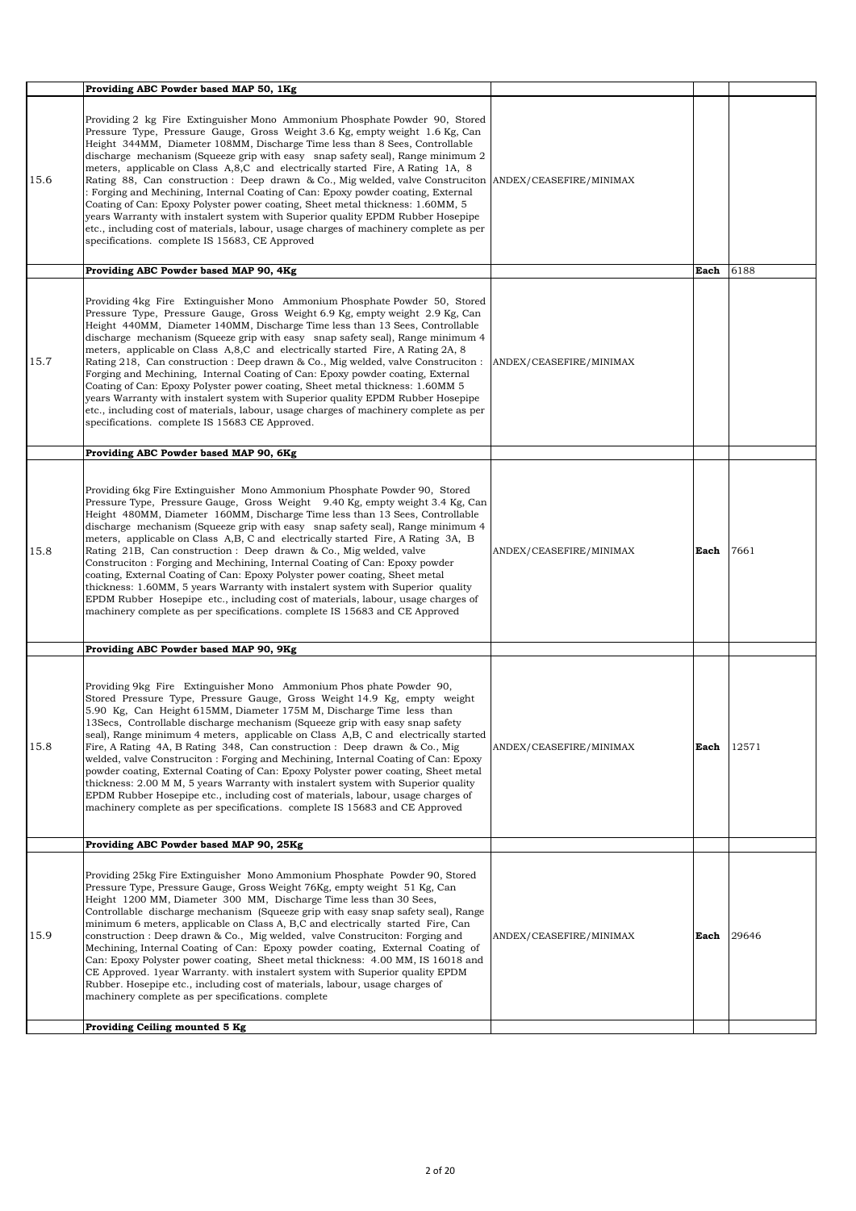| | | | | |
|---|---|---|---|---|
| | **Providing ABC Powder based MAP 50, 1Kg** | | | |
| 15.6 | Providing 2 kg Fire Extinguisher Mono Ammonium Phosphate Powder 90, Stored Pressure Type, Pressure Gauge, Gross Weight 3.6 Kg, empty weight 1.6 Kg, Can Height 344MM, Diameter 108MM, Discharge Time less than 8 Sees, Controllable discharge mechanism (Squeeze grip with easy snap safety seal), Range minimum 2 meters, applicable on Class A,8,C and electrically started Fire, A Rating 1A, 8 Rating 88, Can construction : Deep drawn & Co., Mig welded, valve Construciton : Forging and Mechining, Internal Coating of Can: Epoxy powder coating, External Coating of Can: Epoxy Polyster power coating, Sheet metal thickness: 1.60MM, 5 years Warranty with instalert system with Superior quality EPDM Rubber Hosepipe etc., including cost of materials, labour, usage charges of machinery complete as per specifications. complete IS 15683, CE Approved | ANDEX/CEASEFIRE/MINIMAX | | |
| | **Providing ABC Powder based MAP 90, 4Kg** | | **Each** | 6188 |
| 15.7 | Providing 4kg Fire Extinguisher Mono Ammonium Phosphate Powder 50, Stored Pressure Type, Pressure Gauge, Gross Weight 6.9 Kg, empty weight 2.9 Kg, Can Height 440MM, Diameter 140MM, Discharge Time less than 13 Sees, Controllable discharge mechanism (Squeeze grip with easy snap safety seal), Range minimum 4 meters, applicable on Class A,8,C and electrically started Fire, A Rating 2A, 8 Rating 218, Can construction : Deep drawn & Co., Mig welded, valve Construciton : Forging and Mechining, Internal Coating of Can: Epoxy powder coating, External Coating of Can: Epoxy Polyster power coating, Sheet metal thickness: 1.60MM 5 years Warranty with instalert system with Superior quality EPDM Rubber Hosepipe etc., including cost of materials, labour, usage charges of machinery complete as per specifications. complete IS 15683 CE Approved. | ANDEX/CEASEFIRE/MINIMAX | | |
| | **Providing ABC Powder based MAP 90, 6Kg** | | | |
| 15.8 | Providing 6kg Fire Extinguisher Mono Ammonium Phosphate Powder 90, Stored Pressure Type, Pressure Gauge, Gross Weight 9.40 Kg, empty weight 3.4 Kg, Can Height 480MM, Diameter 160MM, Discharge Time less than 13 Sees, Controllable discharge mechanism (Squeeze grip with easy snap safety seal), Range minimum 4 meters, applicable on Class A,B, C and electrically started Fire, A Rating 3A, B Rating 21B, Can construction : Deep drawn & Co., Mig welded, valve Construciton : Forging and Mechining, Internal Coating of Can: Epoxy powder coating, External Coating of Can: Epoxy Polyster power coating, Sheet metal thickness: 1.60MM, 5 years Warranty with instalert system with Superior quality EPDM Rubber Hosepipe etc., including cost of materials, labour, usage charges of machinery complete as per specifications. complete IS 15683 and CE Approved | ANDEX/CEASEFIRE/MINIMAX | **Each** | 7661 |
| | **Providing ABC Powder based MAP 90, 9Kg** | | | |
| 15.8 | Providing 9kg Fire Extinguisher Mono Ammonium Phos phate Powder 90, Stored Pressure Type, Pressure Gauge, Gross Weight 14.9 Kg, empty weight 5.90 Kg, Can Height 615MM, Diameter 175M M, Discharge Time less than 13Secs, Controllable discharge mechanism (Squeeze grip with easy snap safety seal), Range minimum 4 meters, applicable on Class A,B, C and electrically started Fire, A Rating 4A, B Rating 348, Can construction : Deep drawn & Co., Mig welded, valve Construciton : Forging and Mechining, Internal Coating of Can: Epoxy powder coating, External Coating of Can: Epoxy Polyster power coating, Sheet metal thickness: 2.00 M M, 5 years Warranty with instalert system with Superior quality EPDM Rubber Hosepipe etc., including cost of materials, labour, usage charges of machinery complete as per specifications. complete IS 15683 and CE Approved | ANDEX/CEASEFIRE/MINIMAX | **Each** | 12571 |
| | **Providing ABC Powder based MAP 90, 25Kg** | | | |
| 15.9 | Providing 25kg Fire Extinguisher Mono Ammonium Phosphate Powder 90, Stored Pressure Type, Pressure Gauge, Gross Weight 76Kg, empty weight 51 Kg, Can Height 1200 MM, Diameter 300 MM, Discharge Time less than 30 Sees, Controllable discharge mechanism (Squeeze grip with easy snap safety seal), Range minimum 6 meters, applicable on Class A, B,C and electrically started Fire, Can construction : Deep drawn & Co., Mig welded, valve Construciton: Forging and Mechining, Internal Coating of Can: Epoxy powder coating, External Coating of Can: Epoxy Polyster power coating, Sheet metal thickness: 4.00 MM, IS 16018 and CE Approved. 1year Warranty. with instalert system with Superior quality EPDM Rubber. Hosepipe etc., including cost of materials, labour, usage charges of machinery complete as per specifications. complete | ANDEX/CEASEFIRE/MINIMAX | **Each** | 29646 |
| | **Providing Ceiling mounted 5 Kg** | | | |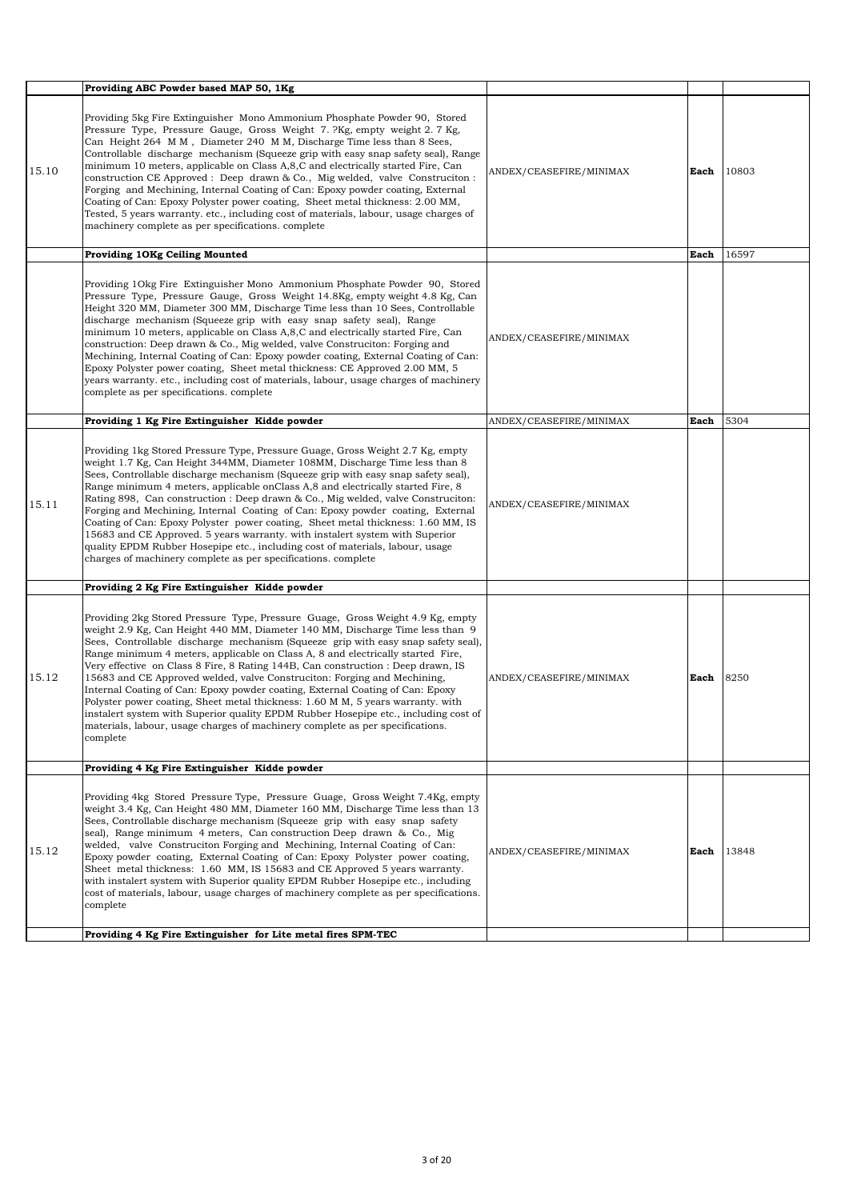| | | | | |
|---|---|---|---|---|
| | **Providing ABC Powder based MAP 50, 1Kg** | | | |
| 15.10 | Providing 5kg Fire Extinguisher Mono Ammonium Phosphate Powder 90, Stored Pressure Type, Pressure Gauge, Gross Weight 7. ?Kg, empty weight 2. 7 Kg, Can Height 264 M M , Diameter 240 M M, Discharge Time less than 8 Sees, Controllable discharge mechanism (Squeeze grip with easy snap safety seal), Range minimum 10 meters, applicable on Class A,8,C and electrically started Fire, Can construction CE Approved : Deep drawn & Co., Mig welded, valve Construciton : Forging and Mechining, Internal Coating of Can: Epoxy powder coating, External Coating of Can: Epoxy Polyster power coating, Sheet metal thickness: 2.00 MM, Tested, 5 years warranty. etc., including cost of materials, labour, usage charges of machinery complete as per specifications. complete | ANDEX/CEASEFIRE/MINIMAX | **Each** | 10803 |
| | **Providing 1OKg Ceiling Mounted** | | **Each** | 16597 |
| | Providing 1Okg Fire Extinguisher Mono Ammonium Phosphate Powder 90, Stored Pressure Type, Pressure Gauge, Gross Weight 14.8Kg, empty weight 4.8 Kg, Can Height 320 MM, Diameter 300 MM, Discharge Time less than 10 Sees, Controllable discharge mechanism (Squeeze grip with easy snap safety seal), Range minimum 10 meters, applicable on Class A,8,C and electrically started Fire, Can construction: Deep drawn & Co., Mig welded, valve Construciton: Forging and Mechining, Internal Coating of Can: Epoxy powder coating, External Coating of Can: Epoxy Polyster power coating, Sheet metal thickness: CE Approved 2.00 MM, 5 years warranty. etc., including cost of materials, labour, usage charges of machinery complete as per specifications. complete | ANDEX/CEASEFIRE/MINIMAX | | |
| | **Providing 1 Kg Fire Extinguisher Kidde powder** | ANDEX/CEASEFIRE/MINIMAX | **Each** | 5304 |
| 15.11 | Providing 1kg Stored Pressure Type, Pressure Guage, Gross Weight 2.7 Kg, empty weight 1.7 Kg, Can Height 344MM, Diameter 108MM, Discharge Time less than 8 Sees, Controllable discharge mechanism (Squeeze grip with easy snap safety seal), Range minimum 4 meters, applicable onClass A,8 and electrically started Fire, 8 Rating 898, Can construction : Deep drawn & Co., Mig welded, valve Construciton: Forging and Mechining, Internal Coating of Can: Epoxy powder coating, External Coating of Can: Epoxy Polyster power coating, Sheet metal thickness: 1.60 MM, IS 15683 and CE Approved. 5 years warranty. with instalert system with Superior quality EPDM Rubber Hosepipe etc., including cost of materials, labour, usage charges of machinery complete as per specifications. complete | ANDEX/CEASEFIRE/MINIMAX | | |
| | **Providing 2 Kg Fire Extinguisher Kidde powder** | | | |
| 15.12 | Providing 2kg Stored Pressure Type, Pressure Guage, Gross Weight 4.9 Kg, empty weight 2.9 Kg, Can Height 440 MM, Diameter 140 MM, Discharge Time less than 9 Sees, Controllable discharge mechanism (Squeeze grip with easy snap safety seal), Range minimum 4 meters, applicable on Class A, 8 and electrically started Fire, Very effective on Class 8 Fire, 8 Rating 144B, Can construction : Deep drawn, IS 15683 and CE Approved welded, valve Construciton: Forging and Mechining, Internal Coating of Can: Epoxy powder coating, External Coating of Can: Epoxy Polyster power coating, Sheet metal thickness: 1.60 M M, 5 years warranty. with instalert system with Superior quality EPDM Rubber Hosepipe etc., including cost of materials, labour, usage charges of machinery complete as per specifications. complete | ANDEX/CEASEFIRE/MINIMAX | **Each** | 8250 |
| | **Providing 4 Kg Fire Extinguisher Kidde powder** | | | |
| 15.12 | Providing 4kg Stored Pressure Type, Pressure Guage, Gross Weight 7.4Kg, empty weight 3.4 Kg, Can Height 480 MM, Diameter 160 MM, Discharge Time less than 13 Sees, Controllable discharge mechanism (Squeeze grip with easy snap safety seal), Range minimum 4 meters, Can construction Deep drawn & Co., Mig welded, valve Construciton Forging and Mechining, Internal Coating of Can: Epoxy powder coating, External Coating of Can: Epoxy Polyster power coating, Sheet metal thickness: 1.60 MM, IS 15683 and CE Approved 5 years warranty. with instalert system with Superior quality EPDM Rubber Hosepipe etc., including cost of materials, labour, usage charges of machinery complete as per specifications. complete | ANDEX/CEASEFIRE/MINIMAX | **Each** | 13848 |
| | **Providing 4 Kg Fire Extinguisher for Lite metal fires SPM-TEC** | | | |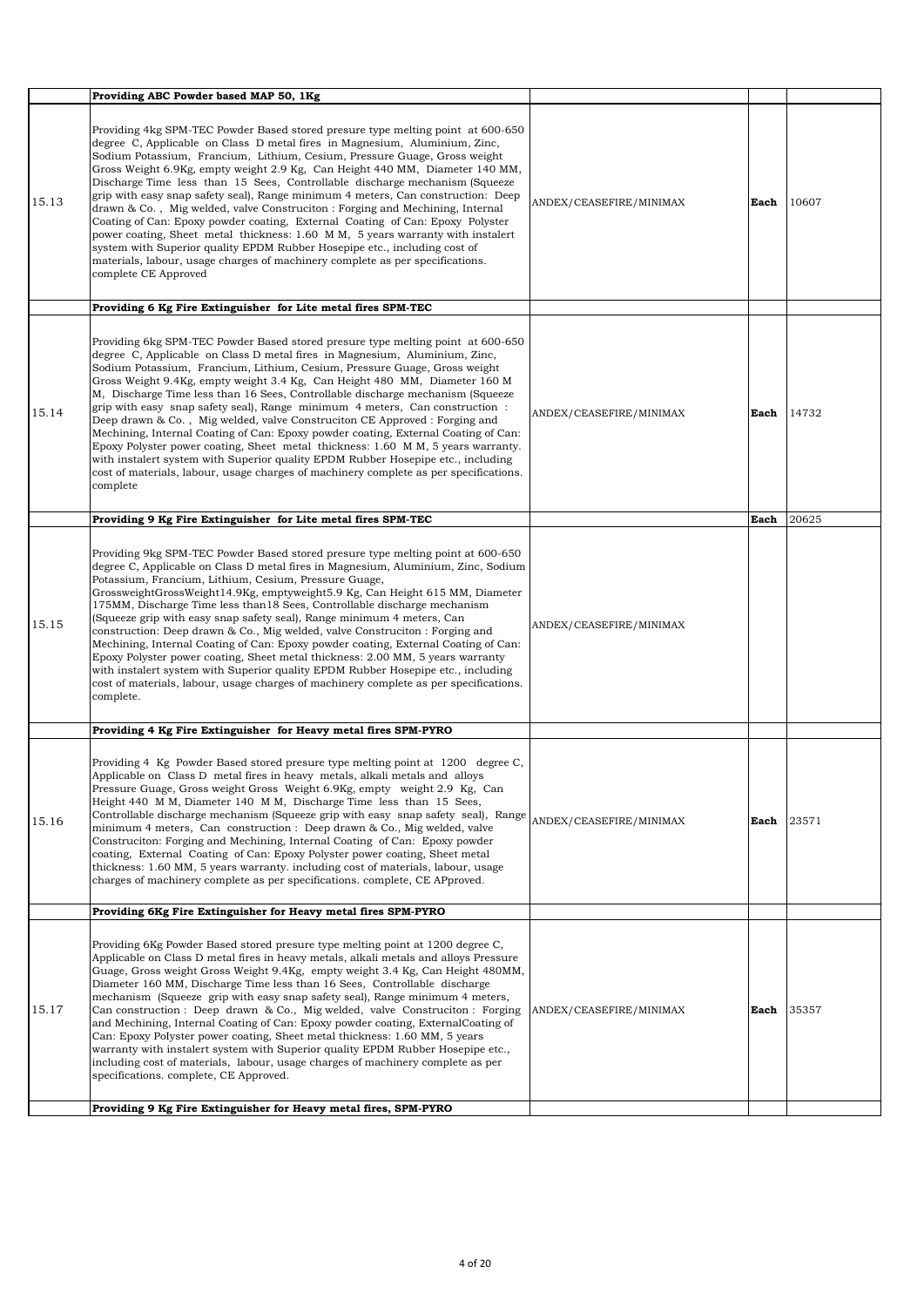| | | | | |
|---|---|---|---|---|
| | **Providing ABC Powder based MAP 50, 1Kg** | | | |
| 15.13 | Providing 4kg SPM-TEC Powder Based stored presure type melting point at 600-650 degree C, Applicable on Class D metal fires in Magnesium, Aluminium, Zinc, Sodium Potassium, Francium, Lithium, Cesium, Pressure Guage, Gross weight Gross Weight 6.9Kg, empty weight 2.9 Kg, Can Height 440 MM, Diameter 140 MM, Discharge Time less than 15 Sees, Controllable discharge mechanism (Squeeze grip with easy snap safety seal), Range minimum 4 meters, Can construction: Deep drawn & Co. , Mig welded, valve Construciton : Forging and Mechining, Internal Coating of Can: Epoxy powder coating, External Coating of Can: Epoxy Polyster power coating, Sheet metal thickness: 1.60 M M, 5 years warranty with instalert system with Superior quality EPDM Rubber Hosepipe etc., including cost of materials, labour, usage charges of machinery complete as per specifications. complete CE Approved | ANDEX/CEASEFIRE/MINIMAX | **Each** | 10607 |
| | **Providing 6 Kg Fire Extinguisher for Lite metal fires SPM-TEC** | | | |
| 15.14 | Providing 6kg SPM-TEC Powder Based stored presure type melting point at 600-650 degree C, Applicable on Class D metal fires in Magnesium, Aluminium, Zinc, Sodium Potassium, Francium, Lithium, Cesium, Pressure Guage, Gross weight Gross Weight 9.4Kg, empty weight 3.4 Kg, Can Height 480 MM, Diameter 160 M M, Discharge Time less than 16 Sees, Controllable discharge mechanism (Squeeze grip with easy snap safety seal), Range minimum 4 meters, Can construction : Deep drawn & Co. , Mig welded, valve Construciton CE Approved : Forging and Mechining, Internal Coating of Can: Epoxy powder coating, External Coating of Can: Epoxy Polyster power coating, Sheet metal thickness: 1.60 M M, 5 years warranty. with instalert system with Superior quality EPDM Rubber Hosepipe etc., including cost of materials, labour, usage charges of machinery complete as per specifications. complete | ANDEX/CEASEFIRE/MINIMAX | **Each** | 14732 |
| | **Providing 9 Kg Fire Extinguisher for Lite metal fires SPM-TEC** | | **Each** | 20625 |
| 15.15 | Providing 9kg SPM-TEC Powder Based stored presure type melting point at 600-650 degree C, Applicable on Class D metal fires in Magnesium, Aluminium, Zinc, Sodium Potassium, Francium, Lithium, Cesium, Pressure Guage, GrossweightGrossWeight14.9Kg, emptyweight5.9 Kg, Can Height 615 MM, Diameter 175MM, Discharge Time less than18 Sees, Controllable discharge mechanism (Squeeze grip with easy snap safety seal), Range minimum 4 meters, Can construction: Deep drawn & Co., Mig welded, valve Construciton : Forging and Mechining, Internal Coating of Can: Epoxy powder coating, External Coating of Can: Epoxy Polyster power coating, Sheet metal thickness: 2.00 MM, 5 years warranty with instalert system with Superior quality EPDM Rubber Hosepipe etc., including cost of materials, labour, usage charges of machinery complete as per specifications. complete. | ANDEX/CEASEFIRE/MINIMAX | | |
| | **Providing 4 Kg Fire Extinguisher for Heavy metal fires SPM-PYRO** | | | |
| 15.16 | Providing 4 Kg Powder Based stored presure type melting point at 1200 degree C, Applicable on Class D metal fires in heavy metals, alkali metals and alloys Pressure Guage, Gross weight Gross Weight 6.9Kg, empty weight 2.9 Kg, Can Height 440 M M, Diameter 140 M M, Discharge Time less than 15 Sees, Controllable discharge mechanism (Squeeze grip with easy snap safety seal), Range minimum 4 meters, Can construction : Deep drawn & Co., Mig welded, valve Construciton: Forging and Mechining, Internal Coating of Can: Epoxy powder coating, External Coating of Can: Epoxy Polyster power coating, Sheet metal thickness: 1.60 MM, 5 years warranty. including cost of materials, labour, usage charges of machinery complete as per specifications. complete, CE APproved. | ANDEX/CEASEFIRE/MINIMAX | **Each** | 23571 |
| | **Providing 6Kg Fire Extinguisher for Heavy metal fires SPM-PYRO** | | | |
| 15.17 | Providing 6Kg Powder Based stored presure type melting point at 1200 degree C, Applicable on Class D metal fires in heavy metals, alkali metals and alloys Pressure Guage, Gross weight Gross Weight 9.4Kg, empty weight 3.4 Kg, Can Height 480MM, Diameter 160 MM, Discharge Time less than 16 Sees, Controllable discharge mechanism (Squeeze grip with easy snap safety seal), Range minimum 4 meters, Can construction : Deep drawn & Co., Mig welded, valve Construciton : Forging and Mechining, Internal Coating of Can: Epoxy powder coating, ExternalCoating of Can: Epoxy Polyster power coating, Sheet metal thickness: 1.60 MM, 5 years warranty with instalert system with Superior quality EPDM Rubber Hosepipe etc., including cost of materials, labour, usage charges of machinery complete as per specifications. complete, CE Approved. | ANDEX/CEASEFIRE/MINIMAX | **Each** | 35357 |
| | **Providing 9 Kg Fire Extinguisher for Heavy metal fires, SPM-PYRO** | | | |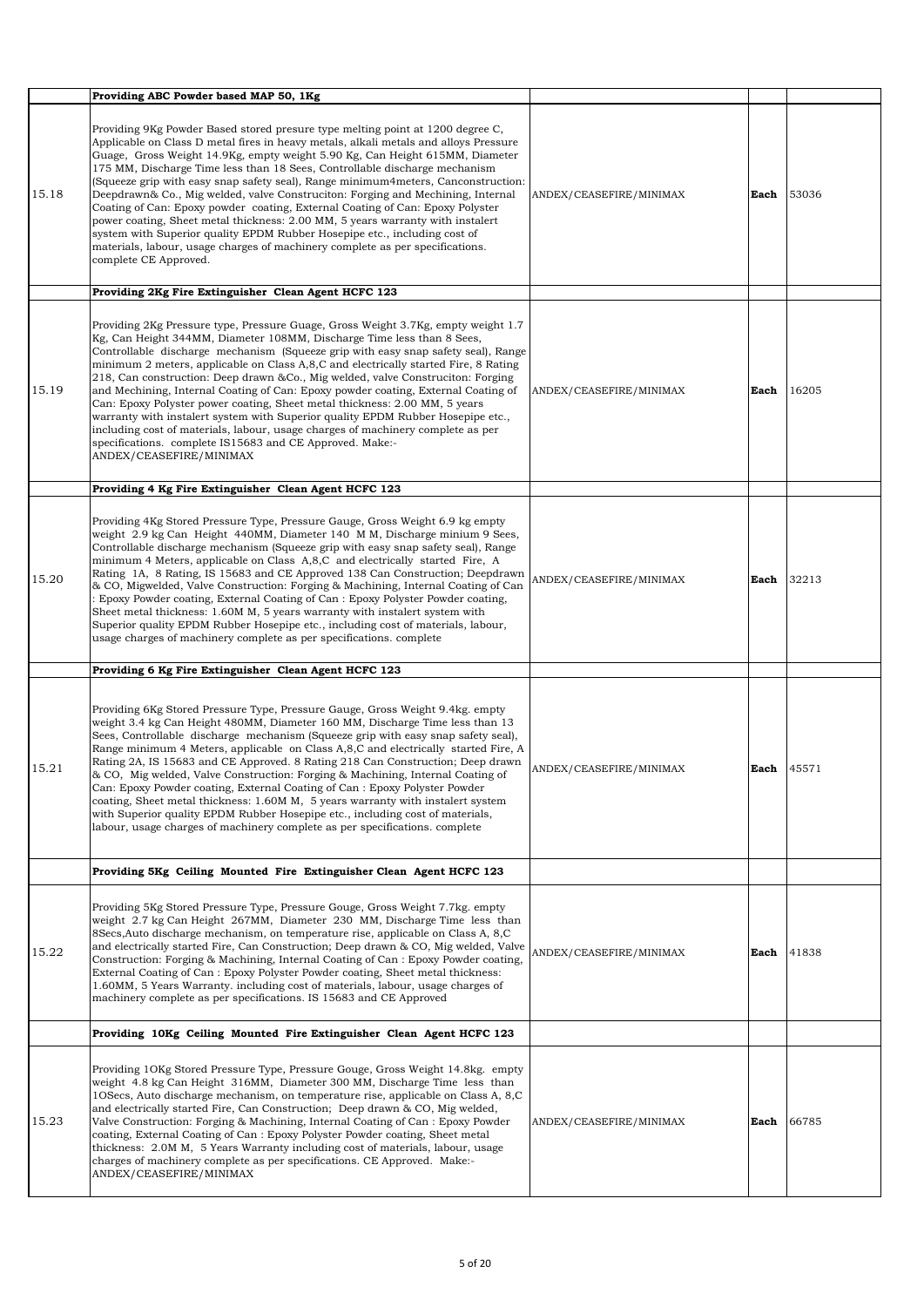| | | | | |
|---|---|---|---|---|
| | **Providing ABC Powder based MAP 50, 1Kg** | | | |
| 15.18 | Providing 9Kg Powder Based stored presure type melting point at 1200 degree C, Applicable on Class D metal fires in heavy metals, alkali metals and alloys Pressure Guage, Gross Weight 14.9Kg, empty weight 5.90 Kg, Can Height 615MM, Diameter 175 MM, Discharge Time less than 18 Sees, Controllable discharge mechanism (Squeeze grip with easy snap safety seal), Range minimum4meters, Canconstruction: Deepdrawn& Co., Mig welded, valve Construciton: Forging and Mechining, Internal Coating of Can: Epoxy powder coating, External Coating of Can: Epoxy Polyster power coating, Sheet metal thickness: 2.00 MM, 5 years warranty with instalert system with Superior quality EPDM Rubber Hosepipe etc., including cost of materials, labour, usage charges of machinery complete as per specifications. complete CE Approved. | ANDEX/CEASEFIRE/MINIMAX | **Each** | 53036 |
| | **Providing 2Kg Fire Extinguisher Clean Agent HCFC 123** | | | |
| 15.19 | Providing 2Kg Pressure type, Pressure Guage, Gross Weight 3.7Kg, empty weight 1.7 Kg, Can Height 344MM, Diameter 108MM, Discharge Time less than 8 Sees, Controllable discharge mechanism (Squeeze grip with easy snap safety seal), Range minimum 2 meters, applicable on Class A,8,C and electrically started Fire, 8 Rating 218, Can construction: Deep drawn &Co., Mig welded, valve Construciton: Forging and Mechining, Internal Coating of Can: Epoxy powder coating, External Coating of Can: Epoxy Polyster power coating, Sheet metal thickness: 2.00 MM, 5 years warranty with instalert system with Superior quality EPDM Rubber Hosepipe etc., including cost of materials, labour, usage charges of machinery complete as per specifications. complete IS15683 and CE Approved. Make:- ANDEX/CEASEFIRE/MINIMAX | ANDEX/CEASEFIRE/MINIMAX | **Each** | 16205 |
| | **Providing 4 Kg Fire Extinguisher Clean Agent HCFC 123** | | | |
| 15.20 | Providing 4Kg Stored Pressure Type, Pressure Gauge, Gross Weight 6.9 kg empty weight 2.9 kg Can Height 440MM, Diameter 140 M M, Discharge minium 9 Sees, Controllable discharge mechanism (Squeeze grip with easy snap safety seal), Range minimum 4 Meters, applicable on Class A,8,C and electrically started Fire, A Rating 1A, 8 Rating, IS 15683 and CE Approved 138 Can Construction; Deepdrawn & CO, Migwelded, Valve Construction: Forging & Machining, Internal Coating of Can : Epoxy Powder coating, External Coating of Can : Epoxy Polyster Powder coating, Sheet metal thickness: 1.60M M, 5 years warranty with instalert system with Superior quality EPDM Rubber Hosepipe etc., including cost of materials, labour, usage charges of machinery complete as per specifications. complete | ANDEX/CEASEFIRE/MINIMAX | **Each** | 32213 |
| | **Providing 6 Kg Fire Extinguisher Clean Agent HCFC 123** | | | |
| 15.21 | Providing 6Kg Stored Pressure Type, Pressure Gauge, Gross Weight 9.4kg. empty weight 3.4 kg Can Height 480MM, Diameter 160 MM, Discharge Time less than 13 Sees, Controllable discharge mechanism (Squeeze grip with easy snap safety seal), Range minimum 4 Meters, applicable on Class A,8,C and electrically started Fire, A Rating 2A, IS 15683 and CE Approved. 8 Rating 218 Can Construction; Deep drawn & CO, Mig welded, Valve Construction: Forging & Machining, Internal Coating of Can: Epoxy Powder coating, External Coating of Can : Epoxy Polyster Powder coating, Sheet metal thickness: 1.60M M, 5 years warranty with instalert system with Superior quality EPDM Rubber Hosepipe etc., including cost of materials, labour, usage charges of machinery complete as per specifications. complete | ANDEX/CEASEFIRE/MINIMAX | **Each** | 45571 |
| | **Providing 5Kg Ceiling Mounted Fire Extinguisher Clean Agent HCFC 123** | | | |
| 15.22 | Providing 5Kg Stored Pressure Type, Pressure Gouge, Gross Weight 7.7kg. empty weight 2.7 kg Can Height 267MM, Diameter 230 MM, Discharge Time less than 8Secs,Auto discharge mechanism, on temperature rise, applicable on Class A, 8,C and electrically started Fire, Can Construction; Deep drawn & CO, Mig welded, Valve Construction: Forging & Machining, Internal Coating of Can : Epoxy Powder coating, External Coating of Can : Epoxy Polyster Powder coating, Sheet metal thickness: 1.60MM, 5 Years Warranty. including cost of materials, labour, usage charges of machinery complete as per specifications. IS 15683 and CE Approved | ANDEX/CEASEFIRE/MINIMAX | **Each** | 41838 |
| | **Providing 10Kg Ceiling Mounted Fire Extinguisher Clean Agent HCFC 123** | | | |
| 15.23 | Providing 1OKg Stored Pressure Type, Pressure Gouge, Gross Weight 14.8kg. empty weight 4.8 kg Can Height 316MM, Diameter 300 MM, Discharge Time less than 1OSecs, Auto discharge mechanism, on temperature rise, applicable on Class A, 8,C and electrically started Fire, Can Construction; Deep drawn & CO, Mig welded, Valve Construction: Forging & Machining, Internal Coating of Can : Epoxy Powder coating, External Coating of Can : Epoxy Polyster Powder coating, Sheet metal thickness: 2.0M M, 5 Years Warranty including cost of materials, labour, usage charges of machinery complete as per specifications. CE Approved. Make:- ANDEX/CEASEFIRE/MINIMAX | ANDEX/CEASEFIRE/MINIMAX | **Each** | 66785 |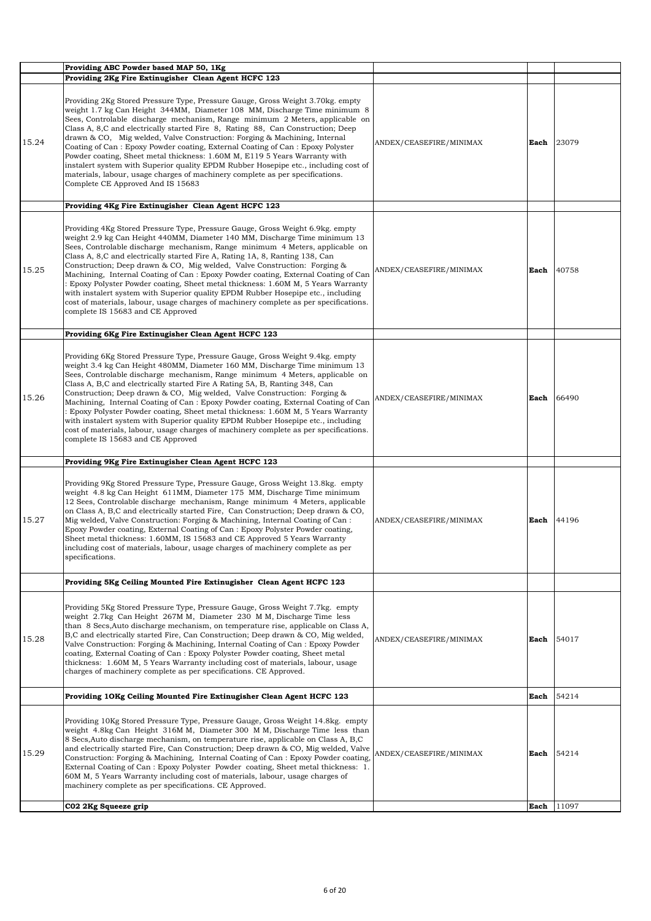| | | | | |
|---|---|---|---|---|
| | **Providing ABC Powder based MAP 50, 1Kg** | | | |
| | **Providing 2Kg Fire Extinguisher Clean Agent HCFC 123** | | | |
| 15.24 | Providing 2Kg Stored Pressure Type, Pressure Gauge, Gross Weight 3.70kg. empty weight 1.7 kg Can Height 344MM, Diameter 108 MM, Discharge Time minimum 8 Sees, Controlable discharge mechanism, Range minimum 2 Meters, applicable on Class A, 8,C and electrically started Fire 8, Rating 88, Can Construction; Deep drawn & CO, Mig welded, Valve Construction: Forging & Machining, Internal Coating of Can : Epoxy Powder coating, External Coating of Can : Epoxy Polyster Powder coating, Sheet metal thickness: 1.60M M, E119 5 Years Warranty with instalert system with Superior quality EPDM Rubber Hosepipe etc., including cost of materials, labour, usage charges of machinery complete as per specifications. Complete CE Approved And IS 15683 | ANDEX/CEASEFIRE/MINIMAX | **Each** | 23079 |
| | **Providing 4Kg Fire Extinguisher Clean Agent HCFC 123** | | | |
| 15.25 | Providing 4Kg Stored Pressure Type, Pressure Gauge, Gross Weight 6.9kg. empty weight 2.9 kg Can Height 440MM, Diameter 140 MM, Discharge Time minimum 13 Sees, Controlable discharge mechanism, Range minimum 4 Meters, applicable on Class A, 8,C and electrically started Fire A, Rating 1A, 8, Ranting 138, Can Construction; Deep drawn & CO, Mig welded, Valve Construction: Forging & Machining, Internal Coating of Can : Epoxy Powder coating, External Coating of Can : Epoxy Polyster Powder coating, Sheet metal thickness: 1.60M M, 5 Years Warranty with instalert system with Superior quality EPDM Rubber Hosepipe etc., including cost of materials, labour, usage charges of machinery complete as per specifications. complete IS 15683 and CE Approved | ANDEX/CEASEFIRE/MINIMAX | **Each** | 40758 |
| | **Providing 6Kg Fire Extinugisher Clean Agent HCFC 123** | | | |
| 15.26 | Providing 6Kg Stored Pressure Type, Pressure Gauge, Gross Weight 9.4kg. empty weight 3.4 kg Can Height 480MM, Diameter 160 MM, Discharge Time minimum 13 Sees, Controlable discharge mechanism, Range minimum 4 Meters, applicable on Class A, B,C and electrically started Fire A Rating 5A, B, Ranting 348, Can Construction; Deep drawn & CO, Mig welded, Valve Construction: Forging & Machining, Internal Coating of Can : Epoxy Powder coating, External Coating of Can : Epoxy Polyster Powder coating, Sheet metal thickness: 1.60M M, 5 Years Warranty with instalert system with Superior quality EPDM Rubber Hosepipe etc., including cost of materials, labour, usage charges of machinery complete as per specifications. complete IS 15683 and CE Approved | ANDEX/CEASEFIRE/MINIMAX | **Each** | 66490 |
| | **Providing 9Kg Fire Extinugisher Clean Agent HCFC 123** | | | |
| 15.27 | Providing 9Kg Stored Pressure Type, Pressure Gauge, Gross Weight 13.8kg. empty weight 4.8 kg Can Height 611MM, Diameter 175 MM, Discharge Time minimum 12 Sees, Controlable discharge mechanism, Range minimum 4 Meters, applicable on Class A, B,C and electrically started Fire, Can Construction; Deep drawn & CO, Mig welded, Valve Construction: Forging & Machining, Internal Coating of Can : Epoxy Powder coating, External Coating of Can : Epoxy Polyster Powder coating, Sheet metal thickness: 1.60MM, IS 15683 and CE Approved 5 Years Warranty including cost of materials, labour, usage charges of machinery complete as per specifications. | ANDEX/CEASEFIRE/MINIMAX | **Each** | 44196 |
| | **Providing 5Kg Ceiling Mounted Fire Extinugisher Clean Agent HCFC 123** | | | |
| 15.28 | Providing 5Kg Stored Pressure Type, Pressure Gauge, Gross Weight 7.7kg. empty weight 2.7kg Can Height 267M M, Diameter 230 M M, Discharge Time less than 8 Secs,Auto discharge mechanism, on temperature rise, applicable on Class A, B,C and electrically started Fire, Can Construction; Deep drawn & CO, Mig welded, Valve Construction: Forging & Machining, Internal Coating of Can : Epoxy Powder coating, External Coating of Can : Epoxy Polyster Powder coating, Sheet metal thickness: 1.60M M, 5 Years Warranty including cost of materials, labour, usage charges of machinery complete as per specifications. CE Approved. | ANDEX/CEASEFIRE/MINIMAX | **Each** | 54017 |
| | **Providing 1OKg Ceiling Mounted Fire Extinugisher Clean Agent HCFC 123** | | **Each** | 54214 |
| 15.29 | Providing 10Kg Stored Pressure Type, Pressure Gauge, Gross Weight 14.8kg. empty weight 4.8kg Can Height 316M M, Diameter 300 M M, Discharge Time less than 8 Secs,Auto discharge mechanism, on temperature rise, applicable on Class A, B,C and electrically started Fire, Can Construction; Deep drawn & CO, Mig welded, Valve Construction: Forging & Machining, Internal Coating of Can : Epoxy Powder coating, External Coating of Can : Epoxy Polyster Powder coating, Sheet metal thickness: 1. 60M M, 5 Years Warranty including cost of materials, labour, usage charges of machinery complete as per specifications. CE Approved. | ANDEX/CEASEFIRE/MINIMAX | **Each** | 54214 |
| | **C02 2Kg Squeeze grip** | | **Each** | 11097 |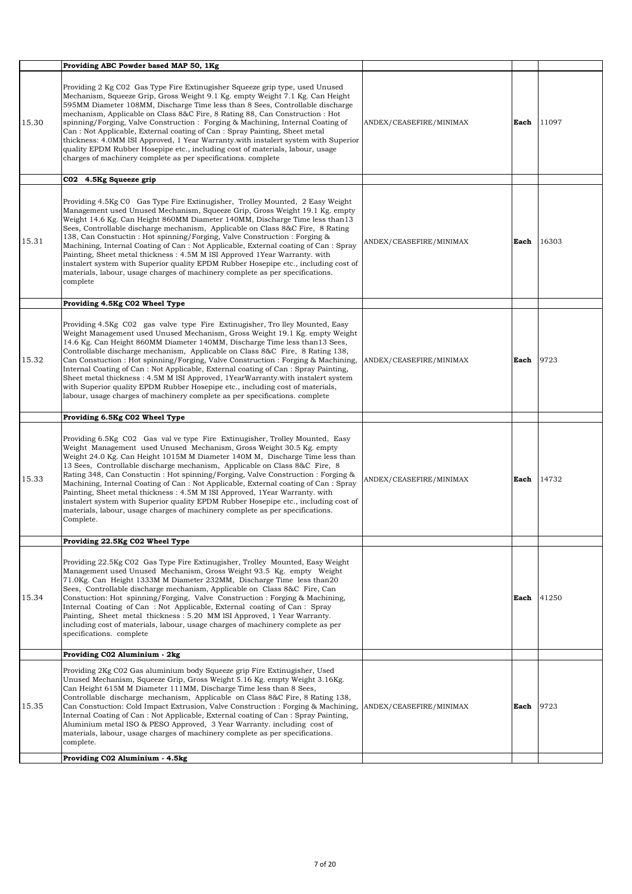| | | | | |
|---|---|---|---|---|
| | **Providing ABC Powder based MAP 50, 1Kg** | | | |
| 15.30 | Providing 2 Kg C02 Gas Type Fire Extinguisher Squeeze grip type, used Unused Mechanism, Squeeze Grip, Gross Weight 9.1 Kg. empty Weight 7.1 Kg. Can Height 595MM Diameter 108MM, Discharge Time less than 8 Sees, Controllable discharge mechanism, Applicable on Class 8&C Fire, 8 Rating 88, Can Construction : Hot spinning/Forging, Valve Construction : Forging & Machining, Internal Coating of Can : Not Applicable, External coating of Can : Spray Painting, Sheet metal thickness: 4.0MM lSI Approved, 1 Year Warranty.with instalert system with Superior quality EPDM Rubber Hosepipe etc., including cost of materials, labour, usage charges of machinery complete as per specifications. complete | ANDEX/CEASEFIRE/MINIMAX | **Each** | 11097 |
| | **C02 4.5Kg Squeeze grip** | | | |
| 15.31 | Providing 4.5Kg C0 Gas Type Fire Extinguisher, Trolley Mounted, 2 Easy Weight Management used Unused Mechanism, Squeeze Grip, Gross Weight 19.1 Kg. empty Weight 14.6 Kg. Can Height 860MM Diameter 140MM, Discharge Time less than13 Sees, Controllable discharge mechanism, Applicable on Class 8&C Fire, 8 Rating 138, Can Constuctin : Hot spinning/Forging, Valve Construction : Forging & Machining, Internal Coating of Can : Not Applicable, External coating of Can : Spray Painting, Sheet metal thickness : 4.5M M lSI Approved 1Year Warranty. with instalert system with Superior quality EPDM Rubber Hosepipe etc., including cost of materials, labour, usage charges of machinery complete as per specifications. complete | ANDEX/CEASEFIRE/MINIMAX | **Each** | 16303 |
| | **Providing 4.5Kg C02 Wheel Type** | | | |
| 15.32 | Providing 4.5Kg C02 gas valve type Fire Extinguisher, Tro lley Mounted, Easy Weight Management used Unused Mechanism, Gross Weight 19.1 Kg. empty Weight 14.6 Kg. Can Height 860MM Diameter 140MM, Discharge Time less than13 Sees, Controllable discharge mechanism, Applicable on Class 8&C Fire, 8 Rating 138, Can Constuction : Hot spinning/Forging, Valve Construction : Forging & Machining, Internal Coating of Can : Not Applicable, External coating of Can : Spray Painting, Sheet metal thickness : 4.5M M lSI Approved, 1YearWarranty.with instalert system with Superior quality EPDM Rubber Hosepipe etc., including cost of materials, labour, usage charges of machinery complete as per specifications. complete | ANDEX/CEASEFIRE/MINIMAX | **Each** | 9723 |
| | **Providing 6.5Kg C02 Wheel Type** | | | |
| 15.33 | Providing 6.5Kg C02 Gas val ve type Fire Extinguisher, Trolley Mounted, Easy Weight Management used Unused Mechanism, Gross Weight 30.5 Kg. empty Weight 24.0 Kg. Can Height 1015M M Diameter 140M M, Discharge Time less than 13 Sees, Controllable discharge mechanism, Applicable on Class 8&C Fire, 8 Rating 348, Can Constuctin : Hot spinning/Forging, Valve Construction : Forging & Machining, Internal Coating of Can : Not Applicable, External coating of Can : Spray Painting, Sheet metal thickness : 4.5M M lSI Approved, 1Year Warranty. with instalert system with Superior quality EPDM Rubber Hosepipe etc., including cost of materials, labour, usage charges of machinery complete as per specifications. Complete. | ANDEX/CEASEFIRE/MINIMAX | **Each** | 14732 |
| | **Providing 22.5Kg C02 Wheel Type** | | | |
| 15.34 | Providing 22.5Kg C02 Gas Type Fire Extinguisher, Trolley Mounted, Easy Weight Management used Unused Mechanism, Gross Weight 93.5 Kg. empty Weight 71.0Kg. Can Height 1333M M Diameter 232MM, Discharge Time less than20 Sees, Controllable discharge mechanism, Applicable on Class 8&C Fire, Can Constuction: Hot spinning/Forging, Valve Construction : Forging & Machining, Internal Coating of Can : Not Applicable, External coating of Can : Spray Painting, Sheet metal thickness : 5.20 MM lSI Approved, 1 Year Warranty. including cost of materials, labour, usage charges of machinery complete as per specifications. complete | | **Each** | 41250 |
| | **Providing C02 Aluminium - 2kg** | | | |
| 15.35 | Providing 2Kg C02 Gas aluminium body Squeeze grip Fire Extinguisher, Used Unused Mechanism, Squeeze Grip, Gross Weight 5.16 Kg. empty Weight 3.16Kg. Can Height 615M M Diameter 111MM, Discharge Time less than 8 Sees, Controllable discharge mechanism, Applicable on Class 8&C Fire, 8 Rating 138, Can Constuction: Cold Impact Extrusion, Valve Construction : Forging & Machining, Internal Coating of Can : Not Applicable, External coating of Can : Spray Painting, Aluminium metal ISO & PESO Approved, 3 Year Warranty. including cost of materials, labour, usage charges of machinery complete as per specifications. complete. | ANDEX/CEASEFIRE/MINIMAX | **Each** | 9723 |
| | **Providing C02 Aluminium - 4.5kg** | | | |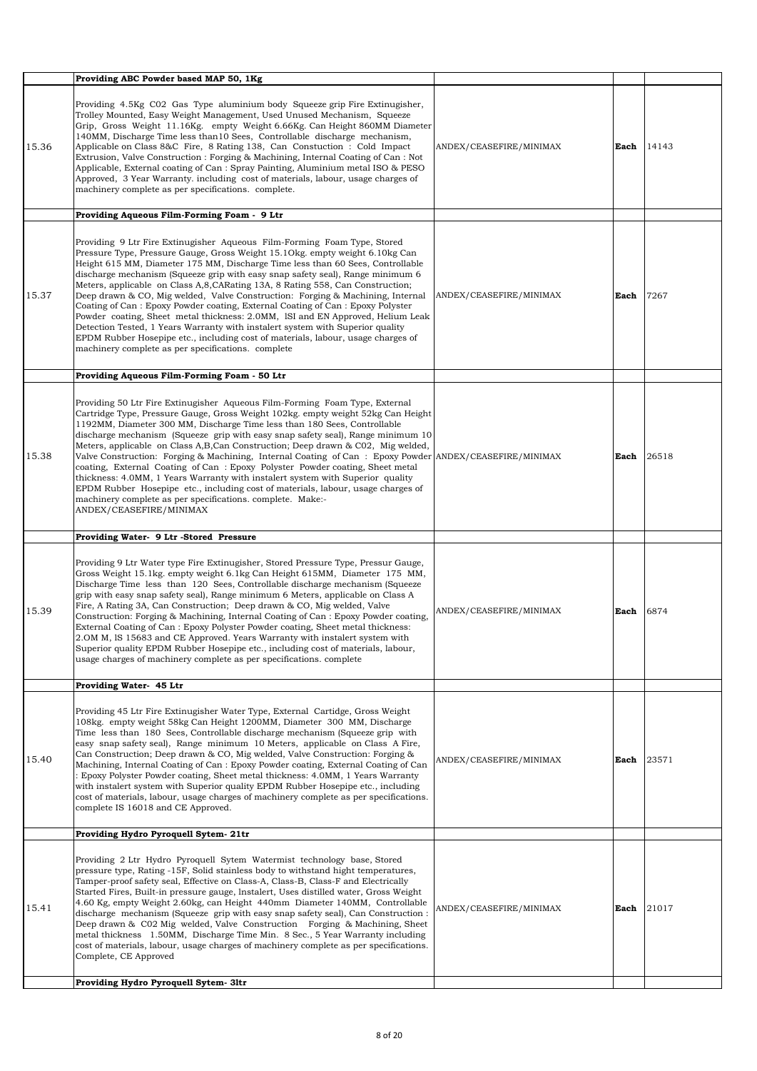| | | | | |
|---|---|---|---|---|
| | **Providing ABC Powder based MAP 50, 1Kg** | | | |
| 15.36 | Providing 4.5Kg C02 Gas Type aluminium body Squeeze grip Fire Extinugisher, Trolley Mounted, Easy Weight Management, Used Unused Mechanism, Squeeze Grip, Gross Weight 11.16Kg. empty Weight 6.66Kg. Can Height 860MM Diameter 140MM, Discharge Time less than10 Secs, Controllable discharge mechanism, Applicable on Class B&C Fire, 8 Rating 138, Can Constuction : Cold Impact Extrusion, Valve Construction : Forging & Machining, Internal Coating of Can : Not Applicable, External coating of Can : Spray Painting, Aluminium metal ISO & PESO Approved, 3 Year Warranty. including cost of materials, labour, usage charges of machinery complete as per specifications. complete. | ANDEX/CEASEFIRE/MINIMAX | **Each** | 14143 |
| | **Providing Aqueous Film-Forming Foam - 9 Ltr** | | | |
| 15.37 | Providing 9 Ltr Fire Extinugisher Aqueous Film-Forming Foam Type, Stored Pressure Type, Pressure Gauge, Gross Weight 15.1Okg. empty weight 6.10kg Can Height 615 MM, Diameter 175 MM, Discharge Time less than 60 Secs, Controllable discharge mechanism (Squeeze grip with easy snap safety seal), Range minimum 6 Meters, applicable on Class A,8,CARating 13A, 8 Rating 558, Can Construction; Deep drawn & CO, Mig welded, Valve Construction: Forging & Machining, Internal Coating of Can : Epoxy Powder coating, External Coating of Can : Epoxy Polyster Powder coating, Sheet metal thickness: 2.0MM, lSI and EN Approved, Helium Leak Detection Tested, 1 Years Warranty with instalert system with Superior quality EPDM Rubber Hosepipe etc., including cost of materials, labour, usage charges of machinery complete as per specifications. complete | ANDEX/CEASEFIRE/MINIMAX | **Each** | 7267 |
| | **Providing Aqueous Film-Forming Foam - 50 Ltr** | | | |
| 15.38 | Providing 50 Ltr Fire Extinugisher Aqueous Film-Forming Foam Type, External Cartridge Type, Pressure Gauge, Gross Weight 102kg. empty weight 52kg Can Height 1192MM, Diameter 300 MM, Discharge Time less than 180 Secs, Controllable discharge mechanism (Squeeze grip with easy snap safety seal), Range minimum 10 Meters, applicable on Class A,B,Can Construction; Deep drawn & C02, Mig welded, Valve Construction: Forging & Machining, Internal Coating of Can : Epoxy Powder coating, External Coating of Can : Epoxy Polyster Powder coating, Sheet metal thickness: 4.0MM, 1 Years Warranty with instalert system with Superior quality EPDM Rubber Hosepipe etc., including cost of materials, labour, usage charges of machinery complete as per specifications. complete. Make:- ANDEX/CEASEFIRE/MINIMAX | ANDEX/CEASEFIRE/MINIMAX | **Each** | 26518 |
| | **Providing Water- 9 Ltr -Stored Pressure** | | | |
| 15.39 | Providing 9 Ltr Water type Fire Extinugisher, Stored Pressure Type, Pressur Gauge, Gross Weight 15.1kg. empty weight 6.1kg Can Height 615MM, Diameter 175 MM, Discharge Time less than 120 Secs, Controllable discharge mechanism (Squeeze grip with easy snap safety seal), Range minimum 6 Meters, applicable on Class A Fire, A Rating 3A, Can Construction; Deep drawn & CO, Mig welded, Valve Construction: Forging & Machining, Internal Coating of Can : Epoxy Powder coating, External Coating of Can : Epoxy Polyster Powder coating, Sheet metal thickness: 2.OM M, lS 15683 and CE Approved. Years Warranty with instalert system with Superior quality EPDM Rubber Hosepipe etc., including cost of materials, labour, usage charges of machinery complete as per specifications. complete | ANDEX/CEASEFIRE/MINIMAX | **Each** | 6874 |
| | **Providing Water- 45 Ltr** | | | |
| 15.40 | Providing 45 Ltr Fire Extinugisher Water Type, External Cartidge, Gross Weight 108kg. empty weight 58kg Can Height 1200MM, Diameter 300 MM, Discharge Time less than 180 Secs, Controllable discharge mechanism (Squeeze grip with easy snap safety seal), Range minimum 10 Meters, applicable on Class A Fire, Can Construction; Deep drawn & CO, Mig welded, Valve Construction: Forging & Machining, Internal Coating of Can : Epoxy Powder coating, External Coating of Can : Epoxy Polyster Powder coating, Sheet metal thickness: 4.0MM, 1 Years Warranty with instalert system with Superior quality EPDM Rubber Hosepipe etc., including cost of materials, labour, usage charges of machinery complete as per specifications. complete IS 16018 and CE Approved. | ANDEX/CEASEFIRE/MINIMAX | **Each** | 23571 |
| | **Providing Hydro Pyroquell Sytem- 21tr** | | | |
| 15.41 | Providing 2 Ltr Hydro Pyroquell Sytem Watermist technology base, Stored pressure type, Rating -15F, Solid stainless body to withstand hight temperatures, Tamper-proof safety seal, Effective on Class-A, Class-B, Class-F and Electrically Started Fires, Built-in pressure gauge, lnstalert, Uses distilled water, Gross Weight 4.60 Kg, empty Weight 2.60kg, can Height 440mm Diameter 140MM, Controllable discharge mechanism (Squeeze grip with easy snap safety seal), Can Construction : Deep drawn & C02 Mig welded, Valve Construction Forging & Machining, Sheet metal thickness 1.50MM, Discharge Time Min. 8 Sec., 5 Year Warranty including cost of materials, labour, usage charges of machinery complete as per specifications. Complete, CE Approved | ANDEX/CEASEFIRE/MINIMAX | **Each** | 21017 |
| | **Providing Hydro Pyroquell Sytem- 3ltr** | | | |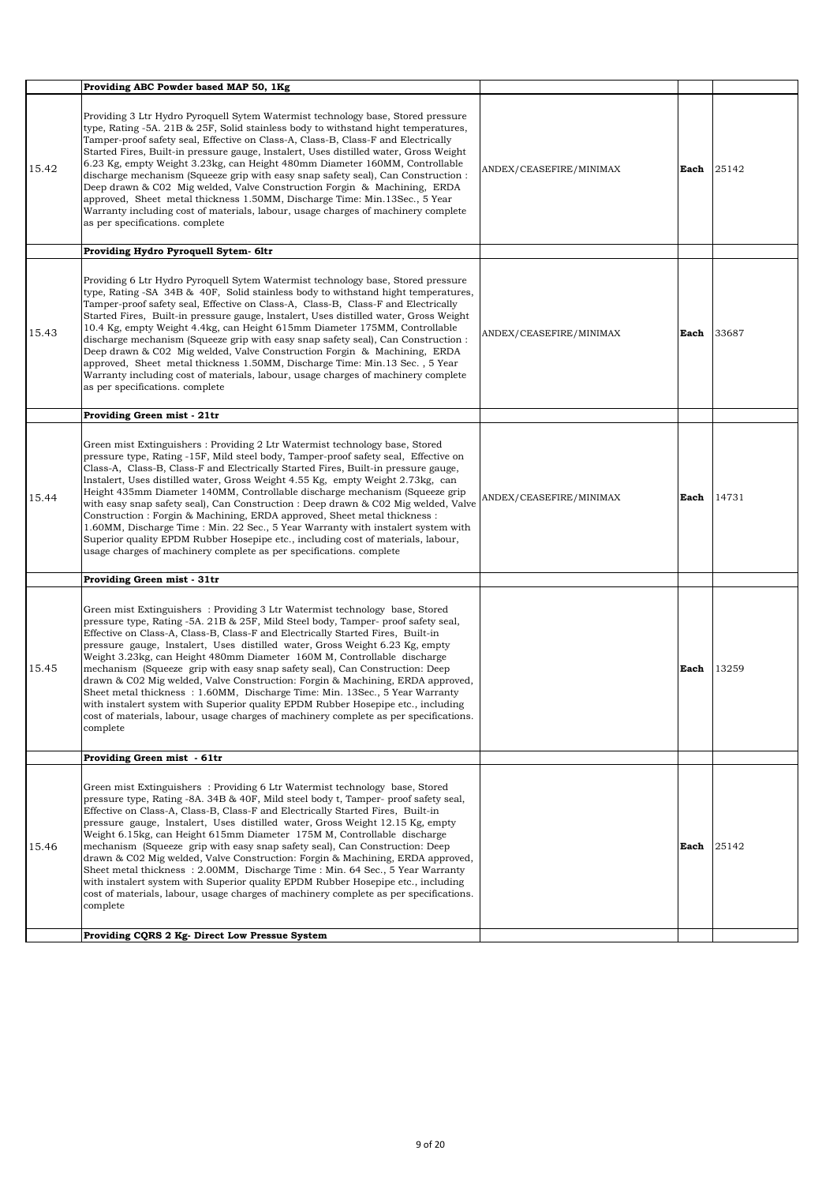| | | | | |
|---|---|---|---|---|
| | **Providing ABC Powder based MAP 50, 1Kg** | | | |
| 15.42 | Providing 3 Ltr Hydro Pyroquell Sytem Watermist technology base, Stored pressure type, Rating -5A. 21B & 25F, Solid stainless body to withstand hight temperatures, Tamper-proof safety seal, Effective on Class-A, Class-B, Class-F and Electrically Started Fires, Built-in pressure gauge, lnstalert, Uses distilled water, Gross Weight 6.23 Kg, empty Weight 3.23kg, can Height 480mm Diameter 160MM, Controllable discharge mechanism (Squeeze grip with easy snap safety seal), Can Construction : Deep drawn & C02 Mig welded, Valve Construction Forgin & Machining, ERDA approved, Sheet metal thickness 1.50MM, Discharge Time: Min.13Sec., 5 Year Warranty including cost of materials, labour, usage charges of machinery complete as per specifications. complete | ANDEX/CEASEFIRE/MINIMAX | **Each** | 25142 |
| | **Providing Hydro Pyroquell Sytem- 6ltr** | | | |
| 15.43 | Providing 6 Ltr Hydro Pyroquell Sytem Watermist technology base, Stored pressure type, Rating -SA 34B & 40F, Solid stainless body to withstand hight temperatures, Tamper-proof safety seal, Effective on Class-A, Class-B, Class-F and Electrically Started Fires, Built-in pressure gauge, lnstalert, Uses distilled water, Gross Weight 10.4 Kg, empty Weight 4.4kg, can Height 615mm Diameter 175MM, Controllable discharge mechanism (Squeeze grip with easy snap safety seal), Can Construction : Deep drawn & C02 Mig welded, Valve Construction Forgin & Machining, ERDA approved, Sheet metal thickness 1.50MM, Discharge Time: Min.13 Sec. , 5 Year Warranty including cost of materials, labour, usage charges of machinery complete as per specifications. complete | ANDEX/CEASEFIRE/MINIMAX | **Each** | 33687 |
| | **Providing Green mist - 21tr** | | | |
| 15.44 | Green mist Extinguishers : Providing 2 Ltr Watermist technology base, Stored pressure type, Rating -15F, Mild steel body, Tamper-proof safety seal, Effective on Class-A, Class-B, Class-F and Electrically Started Fires, Built-in pressure gauge, lnstalert, Uses distilled water, Gross Weight 4.55 Kg, empty Weight 2.73kg, can Height 435mm Diameter 140MM, Controllable discharge mechanism (Squeeze grip with easy snap safety seal), Can Construction : Deep drawn & C02 Mig welded, Valve Construction : Forgin & Machining, ERDA approved, Sheet metal thickness : 1.60MM, Discharge Time : Min. 22 Sec., 5 Year Warranty with instalert system with Superior quality EPDM Rubber Hosepipe etc., including cost of materials, labour, usage charges of machinery complete as per specifications. complete | ANDEX/CEASEFIRE/MINIMAX | **Each** | 14731 |
| | **Providing Green mist - 31tr** | | | |
| 15.45 | Green mist Extinguishers : Providing 3 Ltr Watermist technology base, Stored pressure type, Rating -5A. 21B & 25F, Mild Steel body, Tamper- proof safety seal, Effective on Class-A, Class-B, Class-F and Electrically Started Fires, Built-in pressure gauge, lnstalert, Uses distilled water, Gross Weight 6.23 Kg, empty Weight 3.23kg, can Height 480mm Diameter 160M M, Controllable discharge mechanism (Squeeze grip with easy snap safety seal), Can Construction: Deep drawn & C02 Mig welded, Valve Construction: Forgin & Machining, ERDA approved, Sheet metal thickness : 1.60MM, Discharge Time: Min. 13Sec., 5 Year Warranty with instalert system with Superior quality EPDM Rubber Hosepipe etc., including cost of materials, labour, usage charges of machinery complete as per specifications. complete | | **Each** | 13259 |
| | **Providing Green mist - 61tr** | | | |
| 15.46 | Green mist Extinguishers : Providing 6 Ltr Watermist technology base, Stored pressure type, Rating -8A. 34B & 40F, Mild steel body t, Tamper- proof safety seal, Effective on Class-A, Class-B, Class-F and Electrically Started Fires, Built-in pressure gauge, lnstalert, Uses distilled water, Gross Weight 12.15 Kg, empty Weight 6.15kg, can Height 615mm Diameter 175M M, Controllable discharge mechanism (Squeeze grip with easy snap safety seal), Can Construction: Deep drawn & C02 Mig welded, Valve Construction: Forgin & Machining, ERDA approved, Sheet metal thickness : 2.00MM, Discharge Time : Min. 64 Sec., 5 Year Warranty with instalert system with Superior quality EPDM Rubber Hosepipe etc., including cost of materials, labour, usage charges of machinery complete as per specifications. complete | | **Each** | 25142 |
| | **Providing CQRS 2 Kg- Direct Low Pressue System** | | | |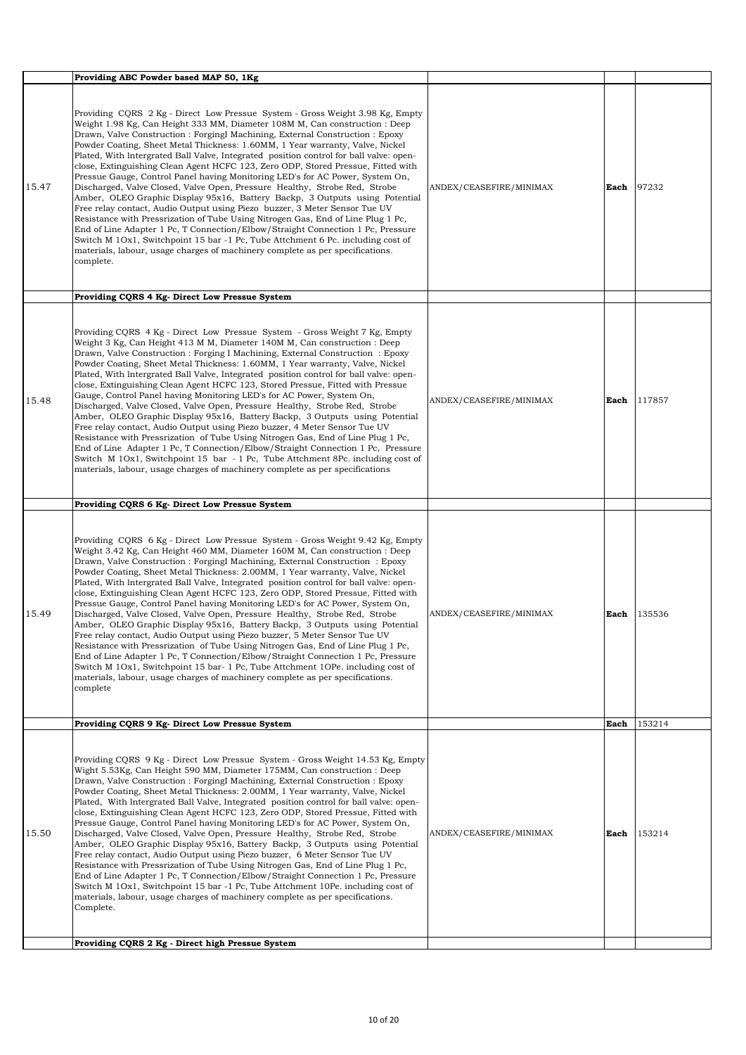|  | Providing ABC Powder based MAP 50, 1Kg |  |  |  |
|---|---|---|---|---|
| 15.47 | Providing CQRS 2 Kg - Direct Low Pressue System - Gross Weight 3.98 Kg, Empty Weight 1.98 Kg, Can Height 333 MM, Diameter 108M M, Can construction : Deep Drawn, Valve Construction : Forgingl Machining, External Construction : Epoxy Powder Coating, Sheet Metal Thickness: 1.60MM, 1 Year warranty, Valve, Nickel Plated, With lntergrated Ball Valve, Integrated position control for ball valve: open-close, Extinguishing Clean Agent HCFC 123, Zero ODP, Stored Pressue, Fitted with Pressue Gauge, Control Panel having Monitoring LED's for AC Power, System On, Discharged, Valve Closed, Valve Open, Pressure Healthy, Strobe Red, Strobe Amber, OLEO Graphic Display 95x16, Battery Backp, 3 Outputs using Potential Free relay contact, Audio Output using Piezo buzzer, 3 Meter Sensor Tue UV Resistance with Pressrization of Tube Using Nitrogen Gas, End of Line Plug 1 Pc, End of Line Adapter 1 Pc, T Connection/Elbow/Straight Connection 1 Pc, Pressure Switch M 1Ox1, Switchpoint 15 bar -1 Pc, Tube Attchment 6 Pc. including cost of materials, labour, usage charges of machinery complete as per specifications. complete. | ANDEX/CEASEFIRE/MINIMAX | **Each** | 97232 |
|  | **Providing CQRS 4 Kg- Direct Low Pressue System** |  |  |  |
| 15.48 | Providing CQRS 4 Kg - Direct Low Pressue System - Gross Weight 7 Kg, Empty Weight 3 Kg, Can Height 413 M M, Diameter 140M M, Can construction : Deep Drawn, Valve Construction : Forging I Machining, External Construction : Epoxy Powder Coating, Sheet Metal Thickness: 1.60MM, 1 Year warranty, Valve, Nickel Plated, With lntergrated Ball Valve, Integrated position control for ball valve: open-close, Extinguishing Clean Agent HCFC 123, Stored Pressue, Fitted with Pressue Gauge, Control Panel having Monitoring LED's for AC Power, System On, Discharged, Valve Closed, Valve Open, Pressure Healthy, Strobe Red, Strobe Amber, OLEO Graphic Display 95x16, Battery Backp, 3 Outputs using Potential Free relay contact, Audio Output using Piezo buzzer, 4 Meter Sensor Tue UV Resistance with Pressrization of Tube Using Nitrogen Gas, End of Line Plug 1 Pc, End of Line Adapter 1 Pc, T Connection/Elbow/Straight Connection 1 Pc, Pressure Switch M 1Ox1, Switchpoint 15 bar - 1 Pc, Tube Attchment 8Pc. including cost of materials, labour, usage charges of machinery complete as per specifications | ANDEX/CEASEFIRE/MINIMAX | **Each** | 117857 |
|  | **Providing CQRS 6 Kg- Direct Low Pressue System** |  |  |  |
| 15.49 | Providing CQRS 6 Kg - Direct Low Pressue System - Gross Weight 9.42 Kg, Empty Weight 3.42 Kg, Can Height 460 MM, Diameter 160M M, Can construction : Deep Drawn, Valve Construction : Forgingl Machining, External Construction : Epoxy Powder Coating, Sheet Metal Thickness: 2.00MM, 1 Year warranty, Valve, Nickel Plated, With lntergrated Ball Valve, Integrated position control for ball valve: open-close, Extinguishing Clean Agent HCFC 123, Zero ODP, Stored Pressue, Fitted with Pressue Gauge, Control Panel having Monitoring LED's for AC Power, System On, Discharged, Valve Closed, Valve Open, Pressure Healthy, Strobe Red, Strobe Amber, OLEO Graphic Display 95x16, Battery Backp, 3 Outputs using Potential Free relay contact, Audio Output using Piezo buzzer, 5 Meter Sensor Tue UV Resistance with Pressrization of Tube Using Nitrogen Gas, End of Line Plug 1 Pc, End of Line Adapter 1 Pc, T Connection/Elbow/Straight Connection 1 Pc, Pressure Switch M 1Ox1, Switchpoint 15 bar- 1 Pc, Tube Attchment 1OPe. including cost of materials, labour, usage charges of machinery complete as per specifications. complete | ANDEX/CEASEFIRE/MINIMAX | **Each** | 135536 |
|  | **Providing CQRS 9 Kg- Direct Low Pressue System** |  | **Each** | 153214 |
| 15.50 | Providing CQRS 9 Kg - Direct Low Pressue System - Gross Weight 14.53 Kg, Empty Wight 5.53Kg, Can Height 590 MM, Diameter 175MM, Can construction : Deep Drawn, Valve Construction : Forgingl Machining, External Construction : Epoxy Powder Coating, Sheet Metal Thickness: 2.00MM, 1 Year warranty, Valve, Nickel Plated, With lntergrated Ball Valve, Integrated position control for ball valve: open-close, Extinguishing Clean Agent HCFC 123, Zero ODP, Stored Pressue, Fitted with Pressue Gauge, Control Panel having Monitoring LED's for AC Power, System On, Discharged, Valve Closed, Valve Open, Pressure Healthy, Strobe Red, Strobe Amber, OLEO Graphic Display 95x16, Battery Backp, 3 Outputs using Potential Free relay contact, Audio Output using Piezo buzzer, 6 Meter Sensor Tue UV Resistance with Pressrization of Tube Using Nitrogen Gas, End of Line Plug 1 Pc, End of Line Adapter 1 Pc, T Connection/Elbow/Straight Connection 1 Pc, Pressure Switch M 1Ox1, Switchpoint 15 bar -1 Pc, Tube Attchment 10Pe. including cost of materials, labour, usage charges of machinery complete as per specifications. Complete. | ANDEX/CEASEFIRE/MINIMAX | **Each** | 153214 |
|  | **Providing CQRS 2 Kg - Direct high Pressue System** |  |  |  |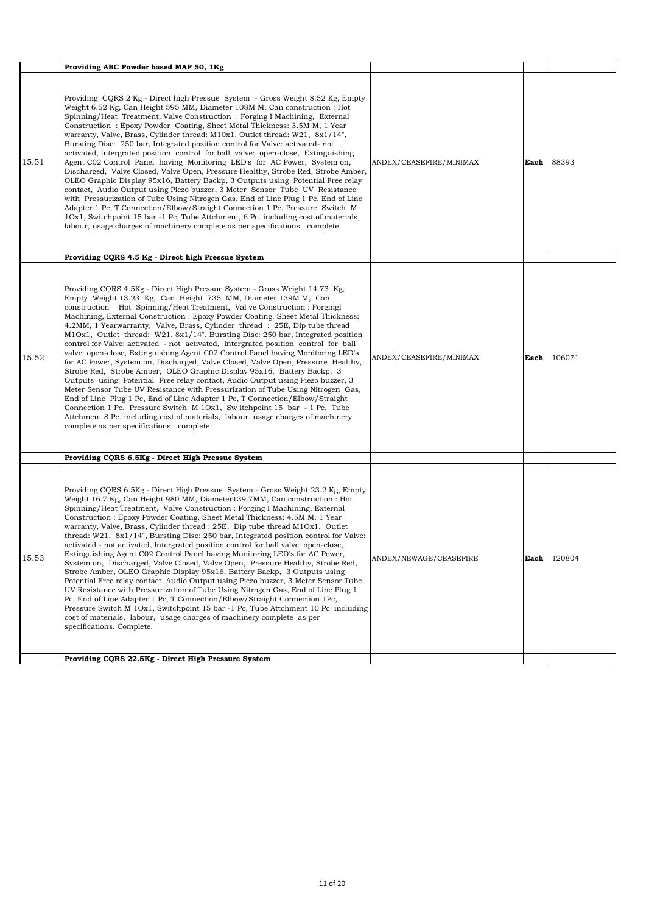| | | | | |
|---|---|---|---|---|
| | **Providing ABC Powder based MAP 50, 1Kg** | | | |
| 15.51 | Providing CQRS 2 Kg - Direct high Pressue System - Gross Weight 8.52 Kg, Empty Weight 6.52 Kg, Can Height 595 MM, Diameter 108M M, Can construction : Hot Spinning/Heat Treatment, Valve Construction : Forging I Machining, External Construction : Epoxy Powder Coating, Sheet Metal Thickness: 3.5M M, 1 Year warranty, Valve, Brass, Cylinder thread: M10x1, Outlet thread: W21, 8x1/14", Bursting Disc: 250 bar, Integrated position control for Valve: activated- not activated, lntergrated position control for ball valve: open-close, Extinguishing Agent C02 Control Panel having Monitoring LED's for AC Power, System on, Discharged, Valve Closed, Valve Open, Pressure Healthy, Strobe Red, Strobe Amber, OLEO Graphic Display 95x16, Battery Backp, 3 Outputs using Potential Free relay contact, Audio Output using Piezo buzzer, 3 Meter Sensor Tube UV Resistance with Pressurization of Tube Using Nitrogen Gas, End of Line Plug 1 Pc, End of Line Adapter 1 Pc, T Connection/Elbow/Straight Connection 1 Pc, Pressure Switch M 1Ox1, Switchpoint 15 bar -1 Pc, Tube Attchment, 6 Pc. including cost of materials, labour, usage charges of machinery complete as per specifications. complete | ANDEX/CEASEFIRE/MINIMAX | **Each** | 88393 |
| | **Providing CQRS 4.5 Kg - Direct high Pressue System** | | | |
| 15.52 | Providing CQRS 4.5Kg - Direct High Pressue System - Gross Weight 14.73 Kg, Empty Weight 13.23 Kg, Can Height 735 MM, Diameter 139M M, Can construction Hot Spinning/Heat Treatment, Val ve Construction : ForgingI Machining, External Construction : Epoxy Powder Coating, Sheet Metal Thickness: 4.2MM, 1 Yearwarranty, Valve, Brass, Cylinder thread : 25E, Dip tube thread M1Ox1, Outlet thread: W21, 8x1/14", Bursting Disc: 250 bar, Integrated position control for Valve: activated - not activated, lntergrated position control for ball valve: open-close, Extinguishing Agent C02 Control Panel having Monitoring LED's for AC Power, System on, Discharged, Valve Closed, Valve Open, Pressure Healthy, Strobe Red, Strobe Amber, OLEO Graphic Display 95x16, Battery Backp, 3 Outputs using Potential Free relay contact, Audio Output using Piezo buzzer, 3 Meter Sensor Tube UV Resistance with Pressurization of Tube Using Nitrogen Gas, End of Line Plug 1 Pc, End of Line Adapter 1 Pc, T Connection/Elbow/Straight Connection 1 Pc, Pressure Switch M 1Ox1, Sw itchpoint 15 bar - 1 Pc, Tube Attchment 8 Pc. including cost of materials, labour, usage charges of machinery complete as per specifications. complete | ANDEX/CEASEFIRE/MINIMAX | **Each** | 106071 |
| | **Providing CQRS 6.5Kg - Direct High Pressue System** | | | |
| 15.53 | Providing CQRS 6.5Kg - Direct High Pressue System - Gross Weight 23.2 Kg, Empty Weight 16.7 Kg, Can Height 980 MM, Diameter139.7MM, Can construction : Hot Spinning/Heat Treatment, Valve Construction : Forging I Machining, External Construction : Epoxy Powder Coating, Sheet Metal Thickness: 4.5M M, 1 Year warranty, Valve, Brass, Cylinder thread : 25E, Dip tube thread M1Ox1, Outlet thread: W21, 8x1/14", Bursting Disc: 250 bar, Integrated position control for Valve: activated - not activated, lntergrated position control for ball valve: open-close, Extinguishing Agent C02 Control Panel having Monitoring LED's for AC Power, System on, Discharged, Valve Closed, Valve Open, Pressure Healthy, Strobe Red, Strobe Amber, OLEO Graphic Display 95x16, Battery Backp, 3 Outputs using Potential Free relay contact, Audio Output using Piezo buzzer, 3 Meter Sensor Tube UV Resistance with Pressurization of Tube Using Nitrogen Gas, End of Line Plug 1 Pc, End of Line Adapter 1 Pc, T Connection/Elbow/Straight Connection 1Pc, Pressure Switch M 1Ox1, Switchpoint 15 bar -1 Pc, Tube Attchment 10 Pc. including cost of materials, labour, usage charges of machinery complete as per specifications. Complete. | ANDEX/NEWAGE/CEASEFIRE | **Each** | 120804 |
| | **Providing CQRS 22.5Kg - Direct High Pressure System** | | | |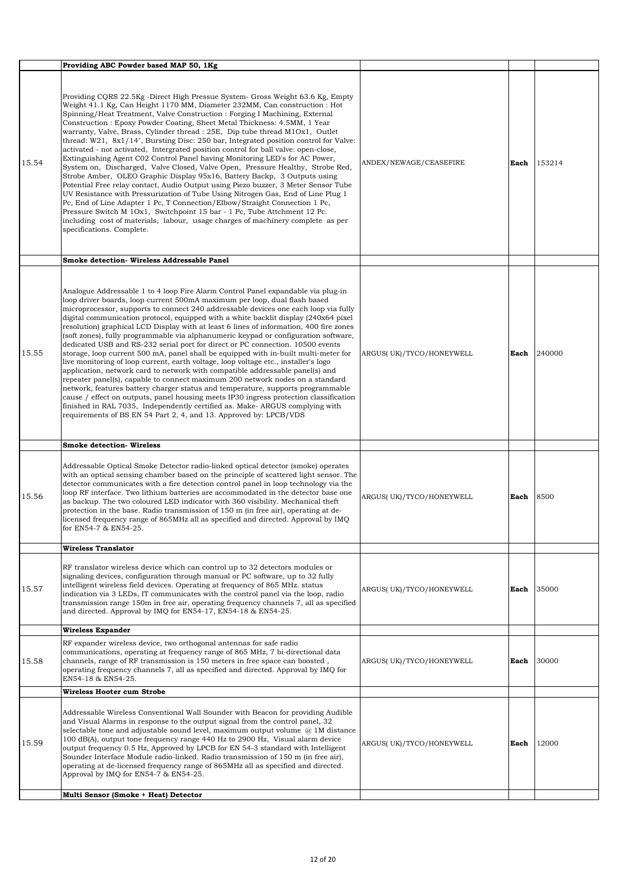|  | Providing ABC Powder based MAP 50, 1Kg |  |  |  |
|---|---|---|---|---|
| 15.54 | Providing CQRS 22.5Kg -Direct High Pressue System- Gross Weight 63.6 Kg, Empty Weight 41.1 Kg, Can Height 1170 MM, Diameter 232MM, Can construction : Hot Spinning/Heat Treatment, Valve Construction : Forging I Machining, External Construction : Epoxy Powder Coating, Sheet Metal Thickness: 4.5MM, 1 Year warranty, Valve, Brass, Cylinder thread : 25E, Dip tube thread M1Ox1, Outlet thread: W21, 8x1/14", Bursting Disc: 250 bar, Integrated position control for Valve: activated - not activated, Intergrated position control for ball valve: open-close, Extinguishing Agent C02 Control Panel having Monitoring LED's for AC Power, System on, Discharged, Valve Closed, Valve Open, Pressure Healthy, Strobe Red, Strobe Amber, OLEO Graphic Display 95x16, Battery Backp, 3 Outputs using Potential Free relay contact, Audio Output using Piezo buzzer, 3 Meter Sensor Tube UV Resistance with Pressurization of Tube Using Nitrogen Gas, End of Line Plug 1 Pc, End of Line Adapter 1 Pc, T Connection/Elbow/Straight Connection 1 Pc, Pressure Switch M 1Ox1, Switchpoint 15 bar - 1 Pc, Tube Attchment 12 Pc. including cost of materials, labour, usage charges of machinery complete as per specifications. Complete. | ANDEX/NEWAGE/CEASEFIRE | **Each** | 153214 |
|  | **Smoke detection- Wireless Addressable Panel** |  |  |  |
| 15.55 | Analogue Addressable 1 to 4 loop Fire Alarm Control Panel expandable via plug-in loop driver boards, loop current 500mA maximum per loop, dual flash based microprocessor, supports to connect 240 addressable devices one each loop via fully digital communication protocol, equipped with a white backlit display (240x64 pixel resolution) graphical LCD Display with at least 6 lines of information, 400 fire zones (soft zones), fully programmable via alphanumeric keypad or configuration software, dedicated USB and RS-232 serial port for direct or PC connection. 10500 events storage, loop current 500 mA, panel shall be equipped with in-built multi-meter for live monitoring of loop current, earth voltage, loop voltage etc., installer's logo application, network card to network with compatible addressable panel(s) and repeater panel(s), capable to connect maximum 200 network nodes on a standard network, features battery charger status and temperature, supports programmable cause / effect on outputs, panel housing meets IP30 ingress protection classification finished in RAL 7035, Independently certified as. Make- ARGUS complying with requirements of BS EN 54 Part 2, 4, and 13. Approved by: LPCB/VDS | ARGUS( UK)/TYCO/HONEYWELL | **Each** | 240000 |
|  | **Smoke detection- Wireless** |  |  |  |
| 15.56 | Addressable Optical Smoke Detector radio-linked optical detector (smoke) operates with an optical sensing chamber based on the principle of scattered light sensor. The detector communicates with a fire detection control panel in loop technology via the loop RF interface. Two lithium batteries are accommodated in the detector base one as backup. The two coloured LED indicator with 360 visibility. Mechanical theft protection in the base. Radio transmission of 150 m (in free air), operating at de-licensed frequency range of 865MHz all as specified and directed. Approval by IMQ for EN54-7 & EN54-25. | ARGUS( UK)/TYCO/HONEYWELL | **Each** | 8500 |
|  | **Wireless Translator** |  |  |  |
| 15.57 | RF translator wireless device which can control up to 32 detectors modules or signaling devices, configuration through manual or PC software, up to 32 fully intelligent wireless field devices. Operating at frequency of 865 MHz. status indication via 3 LEDs, IT communicates with the control panel via the loop, radio transmission range 150m in free air, operating frequency channels 7, all as specified and directed. Approval by IMQ for EN54-17, EN54-18 & EN54-25. | ARGUS( UK)/TYCO/HONEYWELL | **Each** | 35000 |
|  | **Wireless Expander** |  |  |  |
| 15.58 | RF expander wireless device, two orthogonal antennas for safe radio communications, operating at frequency range of 865 MHz, 7 bi-directional data channels, range of RF transmission is 150 meters in free space can boosted , operating frequency channels 7, all as specified and directed. Approval by IMQ for EN54-18 & EN54-25. | ARGUS( UK)/TYCO/HONEYWELL | **Each** | 30000 |
|  | **Wireless Hooter cum Strobe** |  |  |  |
| 15.59 | Addressable Wireless Conventional Wall Sounder with Beacon for providing Audible and Visual Alarms in response to the output signal from the control panel, 32 selectable tone and adjustable sound level, maximum output volume @ 1M distance 100 dB(A), output tone frequency range 440 Hz to 2900 Hz, Visual alarm device output frequency 0.5 Hz, Approved by LPCB for EN 54-3 standard with Intelligent Sounder Interface Module radio-linked. Radio transmission of 150 m (in free air), operating at de-licensed frequency range of 865MHz all as specified and directed. Approval by IMQ for EN54-7 & EN54-25. | ARGUS( UK)/TYCO/HONEYWELL | **Each** | 12000 |
|  | **Multi Sensor (Smoke + Heat) Detector** |  |  |  |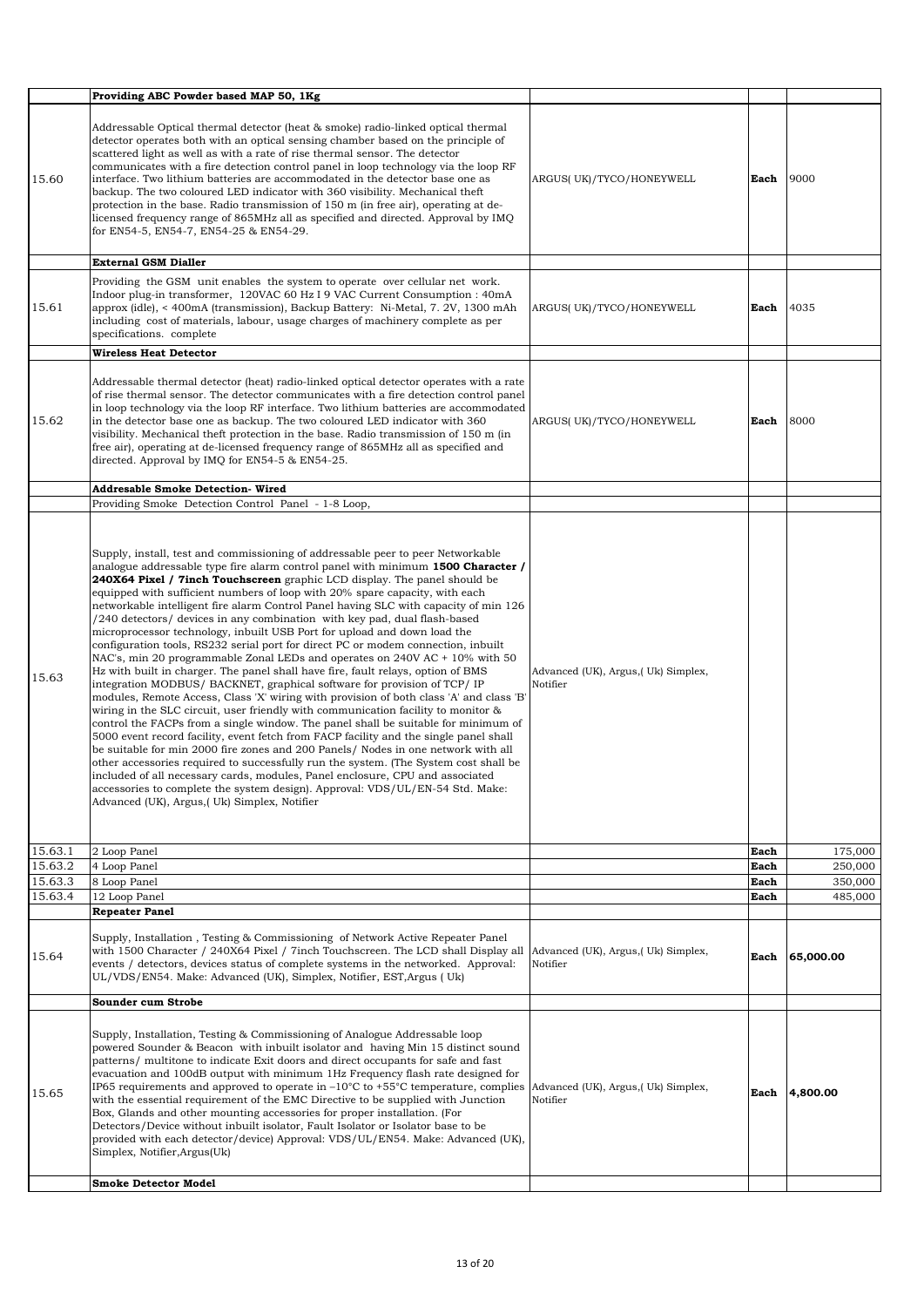| | | | | |
|---|---|---|---|---|
| | **Providing ABC Powder based MAP 50, 1Kg** | | | |
| 15.60 | Addressable Optical thermal detector (heat & smoke) radio-linked optical thermal detector operates both with an optical sensing chamber based on the principle of scattered light as well as with a rate of rise thermal sensor. The detector communicates with a fire detection control panel in loop technology via the loop RF interface. Two lithium batteries are accommodated in the detector base one as backup. The two coloured LED indicator with 360 visibility. Mechanical theft protection in the base. Radio transmission of 150 m (in free air), operating at de-licensed frequency range of 865MHz all as specified and directed. Approval by IMQ for EN54-5, EN54-7, EN54-25 & EN54-29. | ARGUS( UK)/TYCO/HONEYWELL | **Each** | 9000 |
| | **External GSM Dialler** | | | |
| 15.61 | Providing the GSM unit enables the system to operate over cellular net work. Indoor plug-in transformer, 120VAC 60 Hz I 9 VAC Current Consumption : 40mA approx (idle), < 400mA (transmission), Backup Battery: Ni-Metal, 7. 2V, 1300 mAh including cost of materials, labour, usage charges of machinery complete as per specifications. complete | ARGUS( UK)/TYCO/HONEYWELL | **Each** | 4035 |
| | **Wireless Heat Detector** | | | |
| 15.62 | Addressable thermal detector (heat) radio-linked optical detector operates with a rate of rise thermal sensor. The detector communicates with a fire detection control panel in loop technology via the loop RF interface. Two lithium batteries are accommodated in the detector base one as backup. The two coloured LED indicator with 360 visibility. Mechanical theft protection in the base. Radio transmission of 150 m (in free air), operating at de-licensed frequency range of 865MHz all as specified and directed. Approval by IMQ for EN54-5 & EN54-25. | ARGUS( UK)/TYCO/HONEYWELL | **Each** | 8000 |
| | **Addresable Smoke Detection- Wired** | | | |
| | Providing Smoke Detection Control Panel - 1-8 Loop, | | | |
| 15.63 | Supply, install, test and commissioning of addressable peer to peer Networkable analogue addressable type fire alarm control panel with minimum **1500 Character / 240X64 Pixel / 7inch Touchscreen** graphic LCD display. The panel should be equipped with sufficient numbers of loop with 20% spare capacity, with each networkable intelligent fire alarm Control Panel having SLC with capacity of min 126 /240 detectors/ devices in any combination with key pad, dual flash-based microprocessor technology, inbuilt USB Port for upload and down load the configuration tools, RS232 serial port for direct PC or modem connection, inbuilt NAC's, min 20 programmable Zonal LEDs and operates on 240V AC + 10% with 50 Hz with built in charger. The panel shall have fire, fault relays, option of BMS integration MODBUS/ BACKNET, graphical software for provision of TCP/ IP modules, Remote Access, Class 'X' wiring with provision of both class 'A' and class 'B' wiring in the SLC circuit, user friendly with communication facility to monitor & control the FACPs from a single window. The panel shall be suitable for minimum of 5000 event record facility, event fetch from FACP facility and the single panel shall be suitable for min 2000 fire zones and 200 Panels/ Nodes in one network with all other accessories required to successfully run the system. (The System cost shall be included of all necessary cards, modules, Panel enclosure, CPU and associated accessories to complete the system design). Approval: VDS/UL/EN-54 Std. Make: Advanced (UK), Argus,( Uk) Simplex, Notifier | Advanced (UK), Argus,( Uk) Simplex, Notifier | | |
| 15.63.1 | 2 Loop Panel | | **Each** | 175,000 |
| 15.63.2 | 4 Loop Panel | | **Each** | 250,000 |
| 15.63.3 | 8 Loop Panel | | **Each** | 350,000 |
| 15.63.4 | 12 Loop Panel | | **Each** | 485,000 |
| | **Repeater Panel** | | | |
| 15.64 | Supply, Installation , Testing & Commissioning of Network Active Repeater Panel with 1500 Character / 240X64 Pixel / 7inch Touchscreen. The LCD shall Display all events / detectors, devices status of complete systems in the networked. Approval: UL/VDS/EN54. Make: Advanced (UK), Simplex, Notifier, EST,Argus ( Uk) | Advanced (UK), Argus,( Uk) Simplex, Notifier | **Each** | **65,000.00** |
| | **Sounder cum Strobe** | | | |
| 15.65 | Supply, Installation, Testing & Commissioning of Analogue Addressable loop powered Sounder & Beacon with inbuilt isolator and having Min 15 distinct sound patterns/ multitone to indicate Exit doors and direct occupants for safe and fast evacuation and 100dB output with minimum 1Hz Frequency flash rate designed for IP65 requirements and approved to operate in –10°C to +55°C temperature, complies with the essential requirement of the EMC Directive to be supplied with Junction Box, Glands and other mounting accessories for proper installation. (For Detectors/Device without inbuilt isolator, Fault Isolator or Isolator base to be provided with each detector/device) Approval: VDS/UL/EN54. Make: Advanced (UK), Simplex, Notifier,Argus(Uk) | Advanced (UK), Argus,( Uk) Simplex, Notifier | **Each** | **4,800.00** |
| | **Smoke Detector Model** | | | |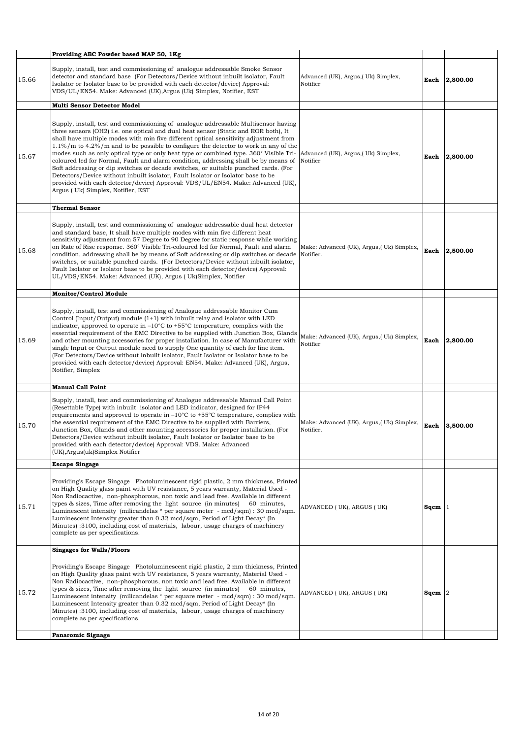| | | | | |
|---|---|---|---|---|
| | **Providing ABC Powder based MAP 50, 1Kg** | | | |
| 15.66 | Supply, install, test and commissioning of analogue addressable Smoke Sensor detector and standard base (For Detectors/Device without inbuilt isolator, Fault Isolator or Isolator base to be provided with each detector/device) Approval: VDS/UL/EN54. Make: Advanced (UK),Argus (Uk) Simplex, Notifier, EST | Advanced (UK), Argus,( Uk) Simplex, Notifier | **Each** | **2,800.00** |
| | **Multi Sensor Detector Model** | | | |
| 15.67 | Supply, install, test and commissioning of analogue addressable Multisensor having three sensors (OH2) i.e. one optical and dual heat sensor (Static and ROR both), It shall have multiple modes with min five different optical sensitivity adjustment from 1.1%/m to 4.2%/m and to be possible to configure the detector to work in any of the modes such as only optical type or only heat type or combined type. 360° Visible Tri-coloured led for Normal, Fault and alarm condition, addressing shall be by means of Soft addressing or dip switches or decade switches, or suitable punched cards. (For Detectors/Device without inbuilt isolator, Fault Isolator or Isolator base to be provided with each detector/device) Approval: VDS/UL/EN54. Make: Advanced (UK), Argus ( Uk) Simplex, Notifier, EST | Advanced (UK), Argus,( Uk) Simplex, Notifier | **Each** | **2,800.00** |
| | **Thermal Sensor** | | | |
| 15.68 | Supply, install, test and commissioning of analogue addressable dual heat detector and standard base, It shall have multiple modes with min five different heat sensitivity adjustment from 57 Degree to 90 Degree for static response while working on Rate of Rise response. 360° Visible Tri-coloured led for Normal, Fault and alarm condition, addressing shall be by means of Soft addressing or dip switches or decade switches, or suitable punched cards. (For Detectors/Device without inbuilt isolator, Fault Isolator or Isolator base to be provided with each detector/device) Approval: UL/VDS/EN54. Make: Advanced (UK), Argus ( Uk)Simplex, Notifier | Make: Advanced (UK), Argus,( Uk) Simplex, Notifier. | **Each** | **2,500.00** |
| | **Monitor/Control Module** | | | |
| 15.69 | Supply, install, test and commissioning of Analogue addressable Monitor Cum Control (Input/Output) module (1+1) with inbuilt relay and isolator with LED indicator, approved to operate in –10°C to +55°C temperature, complies with the essential requirement of the EMC Directive to be supplied with Junction Box, Glands and other mounting accessories for proper installation. In case of Manufacturer with single Input or Output module need to supply One quantity of each for line item. (For Detectors/Device without inbuilt isolator, Fault Isolator or Isolator base to be provided with each detector/device) Approval: EN54. Make: Advanced (UK), Argus, Notifier, Simplex | Make: Advanced (UK), Argus,( Uk) Simplex, Notifier | **Each** | **2,800.00** |
| | **Manual Call Point** | | | |
| 15.70 | Supply, install, test and commissioning of Analogue addressable Manual Call Point (Resettable Type) with inbuilt isolator and LED indicator, designed for IP44 requirements and approved to operate in –10°C to +55°C temperature, complies with the essential requirement of the EMC Directive to be supplied with Barriers, Junction Box, Glands and other mounting accessories for proper installation. (For Detectors/Device without inbuilt isolator, Fault Isolator or Isolator base to be provided with each detector/device) Approval: VDS. Make: Advanced (UK),Argus(uk)Simplex Notifier | Make: Advanced (UK), Argus,( Uk) Simplex, Notifier. | **Each** | **3,500.00** |
| | **Escape Singage** | | | |
| 15.71 | Providing's Escape Singage Photoluminescent rigid plastic, 2 mm thickness, Printed on High Quality glass paint with UV resistance, 5 years warranty, Material Used - Non Radiocactive, non-phosphorous, non toxic and lead free. Available in different types & sizes, Time after removing the light source (in minutes) 60 minutes, Luminescent intensity (milicandelas * per square meter - mcd/sqm) : 30 mcd/sqm. Luminescent Intensity greater than 0.32 mcd/sqm, Period of Light Decay* (In Minutes) :3100, including cost of materials, labour, usage charges of machinery complete as per specifications. | ADVANCED ( UK), ARGUS ( UK) | **Sqcm** | 1 |
| | **Singages for Walls/Floors** | | | |
| 15.72 | Providing's Escape Singage Photoluminescent rigid plastic, 2 mm thickness, Printed on High Quality glass paint with UV resistance, 5 years warranty, Material Used - Non Radiocactive, non-phosphorous, non toxic and lead free. Available in different types & sizes, Time after removing the light source (in minutes) 60 minutes, Luminescent intensity (milicandelas * per square meter - mcd/sqm) : 30 mcd/sqm. Luminescent Intensity greater than 0.32 mcd/sqm, Period of Light Decay* (In Minutes) :3100, including cost of materials, labour, usage charges of machinery complete as per specifications. | ADVANCED ( UK), ARGUS ( UK) | **Sqcm** | 2 |
| | **Panaromic Signage** | | | |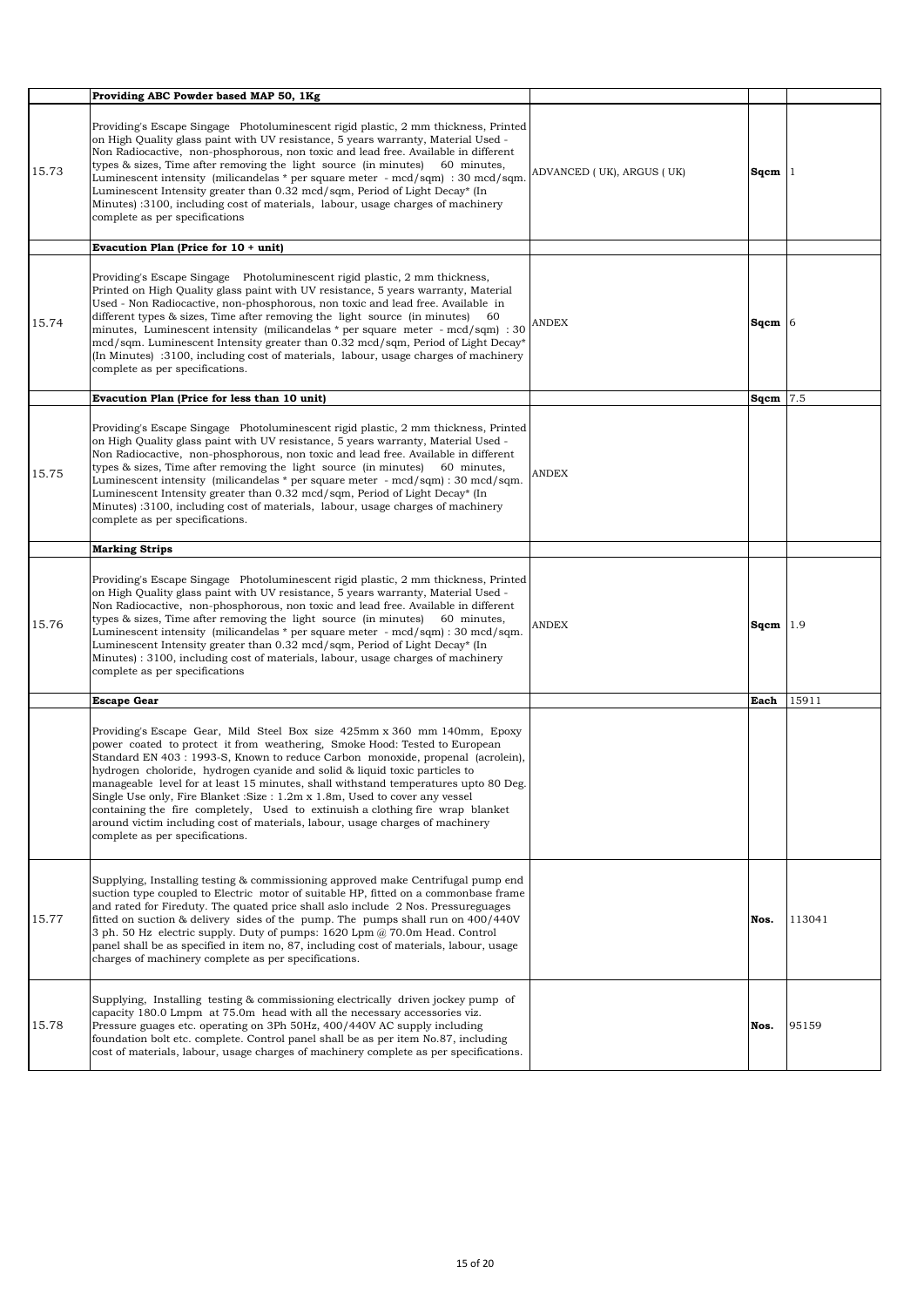|  |  |  |  |  |
|---|---|---|---|---|
|  | **Providing ABC Powder based MAP 50, 1Kg** |  |  |  |
| 15.73 | Providing's Escape Singage Photoluminescent rigid plastic, 2 mm thickness, Printed on High Quality glass paint with UV resistance, 5 years warranty, Material Used - Non Radiocactive, non-phosphorous, non toxic and lead free. Available in different types & sizes, Time after removing the light source (in minutes) 60 minutes, Luminescent intensity (milicandelas * per square meter - mcd/sqm) : 30 mcd/sqm. Luminescent Intensity greater than 0.32 mcd/sqm, Period of Light Decay* (In Minutes) :3100, including cost of materials, labour, usage charges of machinery complete as per specifications | ADVANCED ( UK), ARGUS ( UK) | **Sqcm** | 1 |
|  | **Evacution Plan (Price for 10 + unit)** |  |  |  |
| 15.74 | Providing's Escape Singage Photoluminescent rigid plastic, 2 mm thickness, Printed on High Quality glass paint with UV resistance, 5 years warranty, Material Used - Non Radiocactive, non-phosphorous, non toxic and lead free. Available in different types & sizes, Time after removing the light source (in minutes) 60 minutes, Luminescent intensity (milicandelas * per square meter - mcd/sqm) : 30 mcd/sqm. Luminescent Intensity greater than 0.32 mcd/sqm, Period of Light Decay* (In Minutes) :3100, including cost of materials, labour, usage charges of machinery complete as per specifications. | ANDEX | **Sqcm** | 6 |
|  | **Evacution Plan (Price for less than 10 unit)** |  | **Sqcm** | 7.5 |
| 15.75 | Providing's Escape Singage Photoluminescent rigid plastic, 2 mm thickness, Printed on High Quality glass paint with UV resistance, 5 years warranty, Material Used - Non Radiocactive, non-phosphorous, non toxic and lead free. Available in different types & sizes, Time after removing the light source (in minutes) 60 minutes, Luminescent intensity (milicandelas * per square meter - mcd/sqm) : 30 mcd/sqm. Luminescent Intensity greater than 0.32 mcd/sqm, Period of Light Decay* (In Minutes) :3100, including cost of materials, labour, usage charges of machinery complete as per specifications. | ANDEX |  |  |
|  | **Marking Strips** |  |  |  |
| 15.76 | Providing's Escape Singage Photoluminescent rigid plastic, 2 mm thickness, Printed on High Quality glass paint with UV resistance, 5 years warranty, Material Used - Non Radiocactive, non-phosphorous, non toxic and lead free. Available in different types & sizes, Time after removing the light source (in minutes) 60 minutes, Luminescent intensity (milicandelas * per square meter - mcd/sqm) : 30 mcd/sqm. Luminescent Intensity greater than 0.32 mcd/sqm, Period of Light Decay* (In Minutes) : 3100, including cost of materials, labour, usage charges of machinery complete as per specifications | ANDEX | **Sqcm** | 1.9 |
|  | **Escape Gear** |  | **Each** | 15911 |
|  | Providing's Escape Gear, Mild Steel Box size 425mm x 360 mm 140mm, Epoxy power coated to protect it from weathering, Smoke Hood: Tested to European Standard EN 403 : 1993-S, Known to reduce Carbon monoxide, propenal (acrolein), hydrogen choloride, hydrogen cyanide and solid & liquid toxic particles to manageable level for at least 15 minutes, shall withstand temperatures upto 80 Deg. Single Use only, Fire Blanket :Size : 1.2m x 1.8m, Used to cover any vessel containing the fire completely, Used to extinuish a clothing fire wrap blanket around victim including cost of materials, labour, usage charges of machinery complete as per specifications. |  |  |  |
| 15.77 | Supplying, Installing testing & commissioning approved make Centrifugal pump end suction type coupled to Electric motor of suitable HP, fitted on a commonbase frame and rated for Fireduty. The quated price shall aslo include 2 Nos. Pressureguages fitted on suction & delivery sides of the pump. The pumps shall run on 400/440V 3 ph. 50 Hz electric supply. Duty of pumps: 1620 Lpm @ 70.0m Head. Control panel shall be as specified in item no, 87, including cost of materials, labour, usage charges of machinery complete as per specifications. |  | **Nos.** | 113041 |
| 15.78 | Supplying, Installing testing & commissioning electrically driven jockey pump of capacity 180.0 Lmpm at 75.0m head with all the necessary accessories viz. Pressure guages etc. operating on 3Ph 50Hz, 400/440V AC supply including foundation bolt etc. complete. Control panel shall be as per item No.87, including cost of materials, labour, usage charges of machinery complete as per specifications. |  | **Nos.** | 95159 |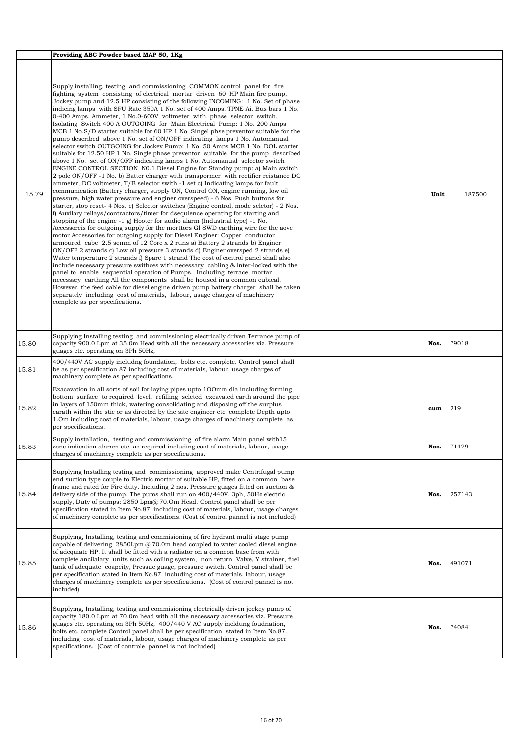| | | | | |
|---|---|---|---|---|
| | **Providing ABC Powder based MAP 50, 1Kg** | | | |
| 15.79 | Supply installing, testing and commissioning COMMON control panel for fire fighting system consisting of electrical mortar driven 60 HP Main fire pump, Jockey pump and 12.5 HP consisting of the following INCOMING: 1 No. Set of phase indicing lamps with SFU Rate 350A 1 No. set of 400 Amps. TPNE Ai. Bus bars 1 No. 0-400 Amps. Ammeter, 1 No.0-600V voltmeter with phase selector switch, Isolating Switch 400 A OUTGOING for Main Electrical Pump: 1 No. 200 Amps MCB 1 No.S/D starter suitable for 60 HP 1 No. Singel phse preventor suitable for the pump described above 1 No. set of ON/OFF indicating lamps 1 No. Automanual selector switch OUTGOING for Jockey Pump: 1 No. 50 Amps MCB 1 No. DOL starter suitable for 12.50 HP 1 No. Single phase preventor suitable for the pump described above 1 No. set of ON/OFF indicating lamps 1 No. Automanual selector switch ENGINE CONTROL SECTION N0.1 Diesel Engine for Standby pump: a) Main switch 2 pole ON/OFF -1 No. b) Batter charger with transpormer with rectifier reistance DC ammeter, DC voltmeter, T/B selector swith -1 set c) Indicating lamps for fault communication (Battery charger, supply ON, Control ON, engine running, low oil pressure, high water pressure and enginer overspeed) - 6 Nos. Push buttons for starter, stop reset- 4 Nos. e) Selector switches (Engine control, mode selctor) - 2 Nos. f) Auxilary rellays/contractors/timer for dsequience operating for starting and stopping of the engine -1 g) Hooter for audio alarm (Industrial type) -1 No. Accessoreis for outgoing supply for the morttors GI SWD earthing wire for the aove motor Accessories for outgoing supply for Diesel Enginer: Copper conductor armoured cabe 2.5 sqmm of 12 Core x 2 runs a) Battery 2 strands b) Enginer ON/OFF 2 strands c) Low oil pressure 3 strands d) Enginer oversped 2 strands e) Water temperature 2 strands f) Spare 1 strand The cost of control panel shall also include necessary pressure swithces with necessary cabling & inter-locked with the panel to enable sequential operation of Pumps. Including terrace mortar necessary earthing All the components shall be housed in a common cubical. However, the feed cable for diesel engine driven pump battery charger shall be taken separately including cost of materials, labour, usage charges of machinery complete as per specifications. | | **Unit** | 187500 |
| 15.80 | Supplying Installing testing and commissioning electrically driven Terrance pump of capacity 900.0 Lpm at 35.0m Head with all the necessary accessories viz. Pressure guages etc. operating on 3Ph 50Hz, | | **Nos.** | 79018 |
| 15.81 | 400/440V AC supply includng foundation, bolts etc. complete. Control panel shall be as per spesification 87 including cost of materials, labour, usage charges of machinery complete as per specifications. | | | |
| 15.82 | Exacavation in all sorts of soil for laying pipes upto 1OOmm dia including forming bottom surface to required level, refilling seleted excavated earth around the pipe in layers of 150mm thick, watering consolidating and disposing off the surplus earath within the stie or as directed by the site engineer etc. complete Depth upto 1.Om including cost of materials, labour, usage charges of machinery complete as per specifications. | | **cum** | 219 |
| 15.83 | Supply installation, testing and commissioning of fire alarm Main panel with15 zone indication alaram etc. as required including cost of materials, labour, usage charges of machinery complete as per specifications. | | **Nos.** | 71429 |
| 15.84 | Supplying Installing testing and commissioning approved make Centrifugal pump end suction type couple to Electric mortar of suitable HP, fitted on a common base frame and rated for Fire duty. Including 2 nos. Pressure guages fitted on suction & delivery side of the pump. The pums shall run on 400/440V, 3ph, 50Hz electric supply, Duty of pumps: 2850 Lpm@ 70.Om Head. Control panel shall be per specification stated in Item No.87. including cost of materials, labour, usage charges of machinery complete as per specifications. (Cost of control pannel is not included) | | **Nos.** | 257143 |
| 15.85 | Supplying, Installing, testing and commisioning of fire hydrant multi stage pump capable of delivering 2850Lpm @ 70.0m head coupled to water cooled diesel engine of adequiate HP. It shall be fitted with a radiator on a common base from with complete ancilalary units such as coiling system, non return Valve, Y strainer, fuel tank of adequate coapcity, Pressue guage, pressure switch. Control panel shall be per specification stated in Item No.87. including cost of materials, labour, usage charges of machinery complete as per specifications. (Cost of control pannel is not included) | | **Nos.** | 491071 |
| 15.86 | Supplying, Installing, testing and commisioning electrically driven jockey pump of capacity 180.0 Lpm at 70.0m head with all the necessary accessories viz. Pressure guages etc. operating on 3Ph 50Hz, 400/440 V AC supply incldung foudnation, bolts etc. complete Control panel shall be per specification stated in Item No.87. including cost of materials, labour, usage charges of machinery complete as per specifications. (Cost of controle pannel is not included) | | **Nos.** | 74084 |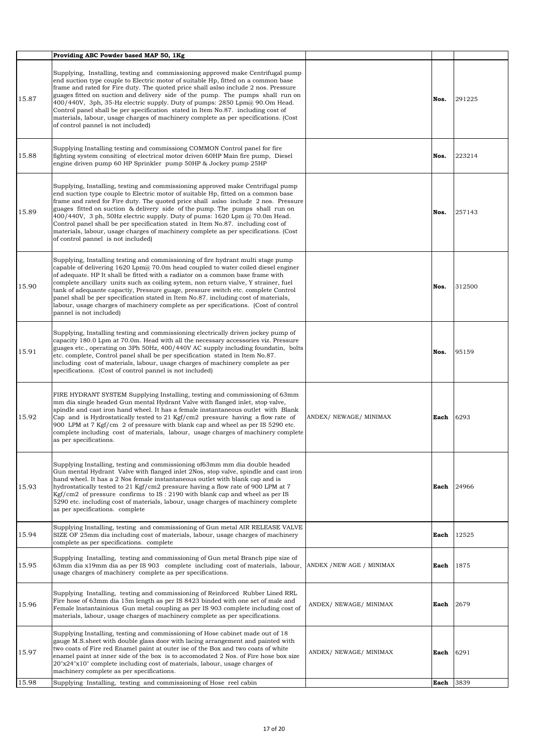| | Providing ABC Powder based MAP 50, 1Kg | | | |
|---|---|---|---|---|
| 15.87 | Supplying, Installing, testing and commissioning approved make Centrifugal pump end suction type couple to Electric motor of suitable Hp, fitted on a common base frame and rated for Fire duty. The quoted price shall aslso include 2 nos. Pressure guages fitted on suction and delivery side of the pump. The pumps shall run on 400/440V, 3ph, 35-Hz electric supply. Duty of pumps: 2850 Lpm@ 90.Om Head. Control panel shall be per specification stated in Item No.87. including cost of materials, labour, usage charges of machinery complete as per specifications. (Cost of control pannel is not included) | | Nos. | 291225 |
| 15.88 | Supplying Installing testing and commissiong COMMON Control panel for fire fighting system consiting of electrical motor driven 60HP Main fire pump, Diesel engine driven pump 60 HP Sprinkler pump 50HP & Jockey pump 25HP | | Nos. | 223214 |
| 15.89 | Supplying, Installing, testing and commissioning approved make Centrifugal pump end suction type couple to Electric motor of suitable Hp, fitted on a common base frame and rated for Fire duty. The quoted price shall aslso include 2 nos. Pressure guages fitted on suction & delivery side of the pump. The pumps shall run on 400/440V, 3 ph, 50Hz electric supply. Duty of pums: 1620 Lpm @ 70.0m Head. Control panel shall be per specification stated in Item No.87. including cost of materials, labour, usage charges of machinery complete as per specifications. (Cost of control pannel is not included) | | Nos. | 257143 |
| 15.90 | Supplying, Installing testing and commissioning of fire hydrant multi stage pump capable of delivering 1620 Lpm@ 70.0m head coupled to water coiled diesel enginer of adequate. HP It shall be fitted with a radiator on a common base frame with complete ancillary units such as coiling sytem, non return vialve, Y strainer, fuel tank of adequante capactiy, Pressure guage, pressure switch etc. complete Control panel shall be per specification stated in Item No.87. including cost of materials, labour, usage charges of machinery complete as per specifications. (Cost of control pannel is not included) | | Nos. | 312500 |
| 15.91 | Supplying, Installing testing and commissioning electrically driven jockey pump of capacity 180.0 Lpm at 70.0m. Head with all the necessary accessories viz. Pressure guages etc., operating on 3Ph 50Hz, 400/440V AC supply including foundatin, bolts etc. complete, Control panel shall be per specification stated in Item No.87. including cost of materials, labour, usage charges of machinery complete as per specifications. (Cost of control pannel is not included) | | Nos. | 95159 |
| 15.92 | FIRE HYDRANT SYSTEM Supplying Installing, testing and commissioning of 63mm mm dia single headed Gun mental Hydrant Valve with flanged inlet, stop valve, spindle and cast iron hand wheel. It has a female instantaneous outlet with Blank Cap and is Hydrostatically tested to 21 Kgf/cm2 pressure having a flow rate of 900 LPM at 7 Kgf/cm 2 of pressure with blank cap and wheel as per IS 5290 etc. complete including cost of materials, labour, usage charges of machinery complete as per specifications. | ANDEX/ NEWAGE/ MINIMAX | Each | 6293 |
| 15.93 | Supplying Installing, testing and commissioning of63mm mm dia double headed Gun mental Hydrant Valve with flanged inlet 2Nos, stop valve, spindle and cast iron hand wheel. It has a 2 Nos female instantaneous outlet with blank cap and is hydrostatically tested to 21 Kgf/cm2 pressure having a flow rate of 900 LPM at 7 Kgf/cm2 of pressure confirms to IS : 2190 with blank cap and wheel as per IS 5290 etc. including cost of materials, labour, usage charges of machinery complete as per specifications. complete | | Each | 24966 |
| 15.94 | Supplying Installing, testing and commissioning of Gun metal AIR RELEASE VALVE SIZE OF 25mm dia including cost of materials, labour, usage charges of machinery complete as per specifications. complete | | Each | 12525 |
| 15.95 | Supplying Installing, testing and commissioning of Gun metal Branch pipe size of 63mm dia x19mm dia as per IS 903 complete including cost of materials, labour, usage charges of machinery complete as per specifications. | ANDEX /NEW AGE / MINIMAX | Each | 1875 |
| 15.96 | Supplying Installing, testing and commissioning of Reinforced Rubber Lined RRL Fire hose of 63mm dia 15m length as per IS 8423 binded with one set of male and Female Instantainious Gun metal coupling as per IS 903 complete including cost of materials, labour, usage charges of machinery complete as per specifications. | ANDEX/ NEWAGE/ MINIMAX | Each | 2679 |
| 15.97 | Supplying Installing, testing and commissioning of Hose cabinet made out of 18 gauge M.S.sheet with double glass door with lacing arrangement and painted with two coats of Fire red Enamel paint at outer ise of the Box and two coats of white enamel paint at inner side of the box is to accomodated 2 Nos. of Fire hose box size 20"x24"x10" complete including cost of materials, labour, usage charges of machinery complete as per specifications. | ANDEX/ NEWAGE/ MINIMAX | Each | 6291 |
| 15.98 | Supplying Installing, testing and commissioning of Hose reel cabin | | Each | 3839 |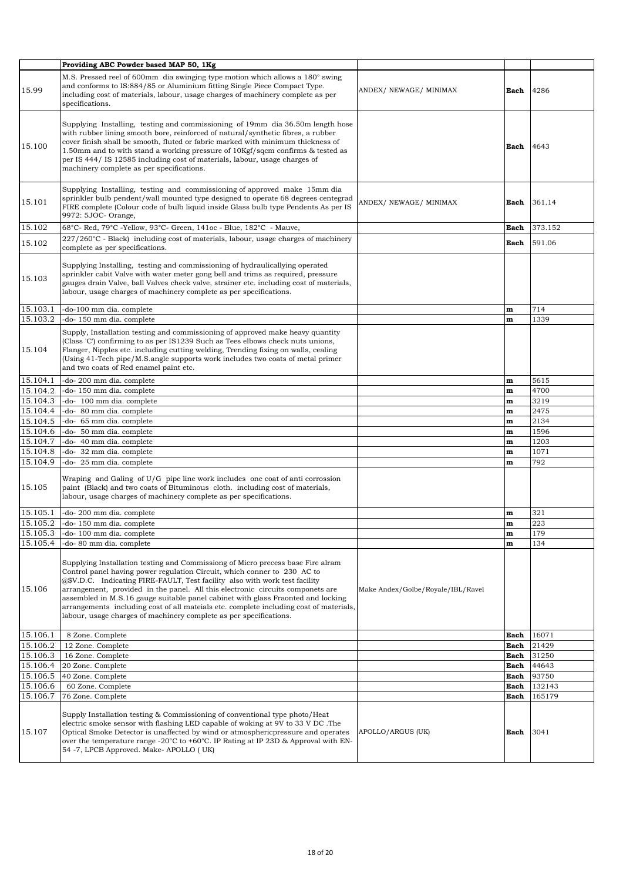| | Providing ABC Powder based MAP 50, 1Kg | | | |
|---|---|---|---|---|
| 15.99 | M.S. Pressed reel of 600mm dia swinging type motion which allows a 180° swing and conforms to IS:884/85 or Aluminium fitting Single Piece Compact Type. including cost of materials, labour, usage charges of machinery complete as per specifications. | ANDEX/ NEWAGE/ MINIMAX | **Each** | 4286 |
| 15.100 | Supplying Installing, testing and commissioning of 19mm dia 36.50m length hose with rubber lining smooth bore, reinforced of natural/synthetic fibres, a rubber cover finish shall be smooth, fluted or fabric marked with minimum thickness of 1.50mm and to with stand a working pressure of 10Kgf/sqcm confirms & tested as per IS 444/ IS 12585 including cost of materials, labour, usage charges of machinery complete as per specifications. | | **Each** | 4643 |
| 15.101 | Supplying Installing, testing and commissioning of approved make 15mm dia sprinkler bulb pendent/wall mounted type designed to operate 68 degrees centegrad FIRE complete (Colour code of bulb liquid inside Glass bulb type Pendents As per IS 9972: 5JOC- Orange, | ANDEX/ NEWAGE/ MINIMAX | **Each** | 361.14 |
| 15.102 | 68°C- Red, 79°C -Yellow, 93°C- Green, 141oc - Blue, 182°C - Mauve, | | **Each** | 373.152 |
| 15.102 | 227/260°C - Black) including cost of materials, labour, usage charges of machinery complete as per specifications. | | **Each** | 591.06 |
| 15.103 | Supplying Installing, testing and commissioning of hydraulicallying operated sprinkler cabit Valve with water meter gong bell and trims as required, pressure gauges drain Valve, ball Valves check valve, strainer etc. including cost of materials, labour, usage charges of machinery complete as per specifications. | | | |
| 15.103.1 | -do-100 mm dia. complete | | **m** | 714 |
| 15.103.2 | -do- 150 mm dia. complete | | **m** | 1339 |
| 15.104 | Supply, Installation testing and commissioning of approved make heavy quantity (Class 'C') confirming to as per IS1239 Such as Tees elbows check nuts unions, Flanger, Nipples etc. including cutting welding, Trending fixing on walls, cealing (Using 41-Tech pipe/M.S.angle supports work includes two coats of metal primer and two coats of Red enamel paint etc. | | | |
| 15.104.1 | -do- 200 mm dia. complete | | **m** | 5615 |
| 15.104.2 | -do- 150 mm dia. complete | | **m** | 4700 |
| 15.104.3 | -do- 100 mm dia. complete | | **m** | 3219 |
| 15.104.4 | -do- 80 mm dia. complete | | **m** | 2475 |
| 15.104.5 | -do- 65 mm dia. complete | | **m** | 2134 |
| 15.104.6 | -do- 50 mm dia. complete | | **m** | 1596 |
| 15.104.7 | -do- 40 mm dia. complete | | **m** | 1203 |
| 15.104.8 | -do- 32 mm dia. complete | | **m** | 1071 |
| 15.104.9 | -do- 25 mm dia. complete | | **m** | 792 |
| 15.105 | Wraping and Galing of U/G pipe line work includes one coat of anti corrossion paint (Black) and two coats of Bituminous cloth. including cost of materials, labour, usage charges of machinery complete as per specifications. | | | |
| 15.105.1 | -do- 200 mm dia. complete | | **m** | 321 |
| 15.105.2 | -do- 150 mm dia. complete | | **m** | 223 |
| 15.105.3 | -do- 100 mm dia. complete | | **m** | 179 |
| 15.105.4 | -do- 80 mm dia. complete | | **m** | 134 |
| 15.106 | Supplying Installation testing and Commissiong of Micro precess base Fire alram Control panel having power regulation Circuit, which conner to 230 AC to @$V.D.C. Indicating FIRE-FAULT, Test facility also with work test facility arrangement, provided in the panel. All this electronic circuits componets are assembled in M.S.16 gauge suitable panel cabinet with glass Fraonted and locking arrangements including cost of all mateials etc. complete including cost of materials, labour, usage charges of machinery complete as per specifications. | Make Andex/Golbe/Royale/IBL/Ravel | | |
| 15.106.1 | 8 Zone. Complete | | **Each** | 16071 |
| 15.106.2 | 12 Zone. Complete | | **Each** | 21429 |
| 15.106.3 | 16 Zone. Complete | | **Each** | 31250 |
| 15.106.4 | 20 Zone. Complete | | **Each** | 44643 |
| 15.106.5 | 40 Zone. Complete | | **Each** | 93750 |
| 15.106.6 | 60 Zone. Complete | | **Each** | 132143 |
| 15.106.7 | 76 Zone. Complete | | **Each** | 165179 |
| 15.107 | Supply Installation testing & Commissioning of conventional type photo/Heat electric smoke sensor with flashing LED capable of woking at 9V to 33 V DC .The Optical Smoke Detector is unaffected by wind or atmosphericpressure and operates over the temperature range -20°C to +60°C. IP Rating at IP 23D & Approval with EN-54 -7, LPCB Approved. Make- APOLLO ( UK) | APOLLO/ARGUS (UK) | **Each** | 3041 |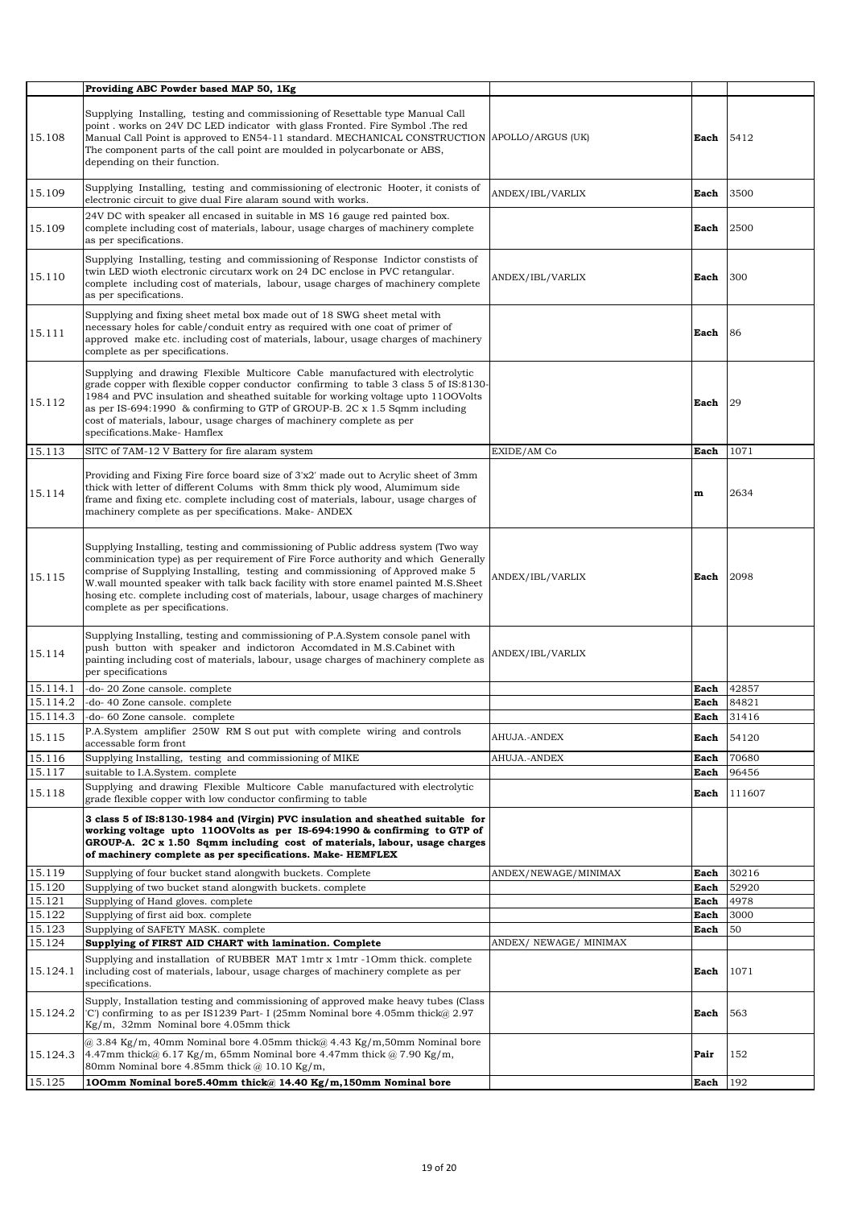|  | Providing ABC Powder based MAP 50, 1Kg |  |  |  |
|---|---|---|---|---|
| 15.108 | Supplying Installing, testing and commissioning of Resettable type Manual Call point . works on 24V DC LED indicator with glass Fronted. Fire Symbol .The red Manual Call Point is approved to EN54-11 standard. MECHANICAL CONSTRUCTION The component parts of the call point are moulded in polycarbonate or ABS, depending on their function. | APOLLO/ARGUS (UK) | Each | 5412 |
| 15.109 | Supplying Installing, testing and commissioning of electronic Hooter, it conists of electronic circuit to give dual Fire alaram sound with works. | ANDEX/IBL/VARLIX | Each | 3500 |
| 15.109 | 24V DC with speaker all encased in suitable in MS 16 gauge red painted box. complete including cost of materials, labour, usage charges of machinery complete as per specifications. |  | Each | 2500 |
| 15.110 | Supplying Installing, testing and commissioning of Response Indictor constists of twin LED wioth electronic circutarx work on 24 DC enclose in PVC retangular. complete including cost of materials, labour, usage charges of machinery complete as per specifications. | ANDEX/IBL/VARLIX | Each | 300 |
| 15.111 | Supplying and fixing sheet metal box made out of 18 SWG sheet metal with necessary holes for cable/conduit entry as required with one coat of primer of approved make etc. including cost of materials, labour, usage charges of machinery complete as per specifications. |  | Each | 86 |
| 15.112 | Supplying and drawing Flexible Multicore Cable manufactured with electrolytic grade copper with flexible copper conductor confirming to table 3 class 5 of IS:8130-1984 and PVC insulation and sheathed suitable for working voltage upto 11OOVolts as per IS-694:1990 & confirming to GTP of GROUP-B. 2C x 1.5 Sqmm including cost of materials, labour, usage charges of machinery complete as per specifications.Make- Hamflex |  | Each | 29 |
| 15.113 | SITC of 7AM-12 V Battery for fire alaram system | EXIDE/AM Co | Each | 1071 |
| 15.114 | Providing and Fixing Fire force board size of 3'x2' made out to Acrylic sheet of 3mm thick with letter of different Colums with 8mm thick ply wood, Alumimum side frame and fixing etc. complete including cost of materials, labour, usage charges of machinery complete as per specifications. Make- ANDEX |  | m | 2634 |
| 15.115 | Supplying Installing, testing and commissioning of Public address system (Two way comminication type) as per requirement of Fire Force authority and which Generally comprise of Supplying Installing, testing and commissioning of Approved make 5 W.wall mounted speaker with talk back facility with store enamel painted M.S.Sheet hosing etc. complete including cost of materials, labour, usage charges of machinery complete as per specifications. | ANDEX/IBL/VARLIX | Each | 2098 |
| 15.114 | Supplying Installing, testing and commissioning of P.A.System console panel with push button with speaker and indictoron Accomdated in M.S.Cabinet with painting including cost of materials, labour, usage charges of machinery complete as per specifications | ANDEX/IBL/VARLIX |  |  |
| 15.114.1 | -do- 20 Zone cansole. complete |  | Each | 42857 |
| 15.114.2 | -do- 40 Zone cansole. complete |  | Each | 84821 |
| 15.114.3 | -do- 60 Zone cansole. complete |  | Each | 31416 |
| 15.115 | P.A.System amplifier 250W RM S out put with complete wiring and controls accessable form front | AHUJA.-ANDEX | Each | 54120 |
| 15.116 | Supplying Installing, testing and commissioning of MIKE | AHUJA.-ANDEX | Each | 70680 |
| 15.117 | suitable to I.A.System. complete |  | Each | 96456 |
| 15.118 | Supplying and drawing Flexible Multicore Cable manufactured with electrolytic grade flexible copper with low conductor confirming to table |  | Each | 111607 |
|  | **3 class 5 of IS:8130-1984 and (Virgin) PVC insulation and sheathed suitable for working voltage upto 11OOVolts as per IS-694:1990 & confirming to GTP of GROUP-A. 2C x 1.50 Sqmm including cost of materials, labour, usage charges of machinery complete as per specifications. Make- HEMFLEX** |  |  |  |
| 15.119 | Supplying of four bucket stand alongwith buckets. Complete | ANDEX/NEWAGE/MINIMAX | Each | 30216 |
| 15.120 | Supplying of two bucket stand alongwith buckets. complete |  | Each | 52920 |
| 15.121 | Supplying of Hand gloves. complete |  | Each | 4978 |
| 15.122 | Supplying of first aid box. complete |  | Each | 3000 |
| 15.123 | Supplying of SAFETY MASK. complete |  | Each | 50 |
| 15.124 | **Supplying of FIRST AID CHART with lamination. Complete** | ANDEX/ NEWAGE/ MINIMAX |  |  |
| 15.124.1 | Supplying and installation of RUBBER MAT 1mtr x 1mtr -1Omm thick. complete including cost of materials, labour, usage charges of machinery complete as per specifications. |  | Each | 1071 |
| 15.124.2 | Supply, Installation testing and commissioning of approved make heavy tubes (Class 'C') confirming to as per IS1239 Part- I (25mm Nominal bore 4.05mm thick@ 2.97 Kg/m, 32mm Nominal bore 4.05mm thick |  | Each | 563 |
| 15.124.3 | @ 3.84 Kg/m, 40mm Nominal bore 4.05mm thick@ 4.43 Kg/m,50mm Nominal bore 4.47mm thick@ 6.17 Kg/m, 65mm Nominal bore 4.47mm thick @ 7.90 Kg/m, 80mm Nominal bore 4.85mm thick @ 10.10 Kg/m, |  | Pair | 152 |
| 15.125 | **1OOmm Nominal bore5.40mm thick@ 14.40 Kg/m,150mm Nominal bore** |  | Each | 192 |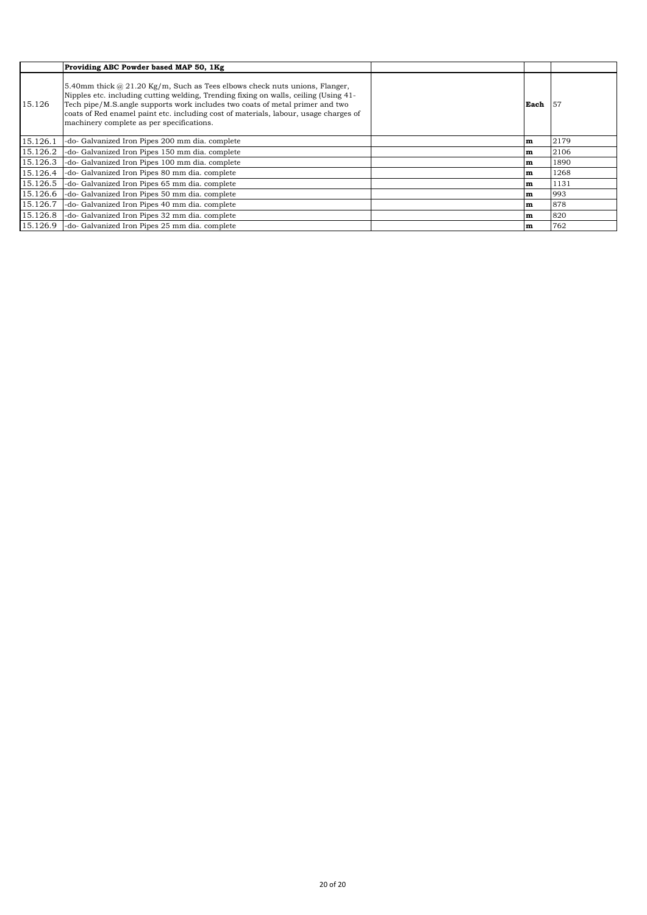| | | | | |
|---|---|---|---|---|
| | **Providing ABC Powder based MAP 50, 1Kg** | | | |
| 15.126 | 5.40mm thick @ 21.20 Kg/m, Such as Tees elbows check nuts unions, Flanger, Nipples etc. including cutting welding, Trending fixing on walls, ceiling (Using 41-Tech pipe/M.S.angle supports work includes two coats of metal primer and two coats of Red enamel paint etc. including cost of materials, labour, usage charges of machinery complete as per specifications. | | **Each** | 57 |
| 15.126.1 | -do- Galvanized Iron Pipes 200 mm dia. complete | | **m** | 2179 |
| 15.126.2 | -do- Galvanized Iron Pipes 150 mm dia. complete | | **m** | 2106 |
| 15.126.3 | -do- Galvanized Iron Pipes 100 mm dia. complete | | **m** | 1890 |
| 15.126.4 | -do- Galvanized Iron Pipes 80 mm dia. complete | | **m** | 1268 |
| 15.126.5 | -do- Galvanized Iron Pipes 65 mm dia. complete | | **m** | 1131 |
| 15.126.6 | -do- Galvanized Iron Pipes 50 mm dia. complete | | **m** | 993 |
| 15.126.7 | -do- Galvanized Iron Pipes 40 mm dia. complete | | **m** | 878 |
| 15.126.8 | -do- Galvanized Iron Pipes 32 mm dia. complete | | **m** | 820 |
| 15.126.9 | -do- Galvanized Iron Pipes 25 mm dia. complete | | **m** | 762 |